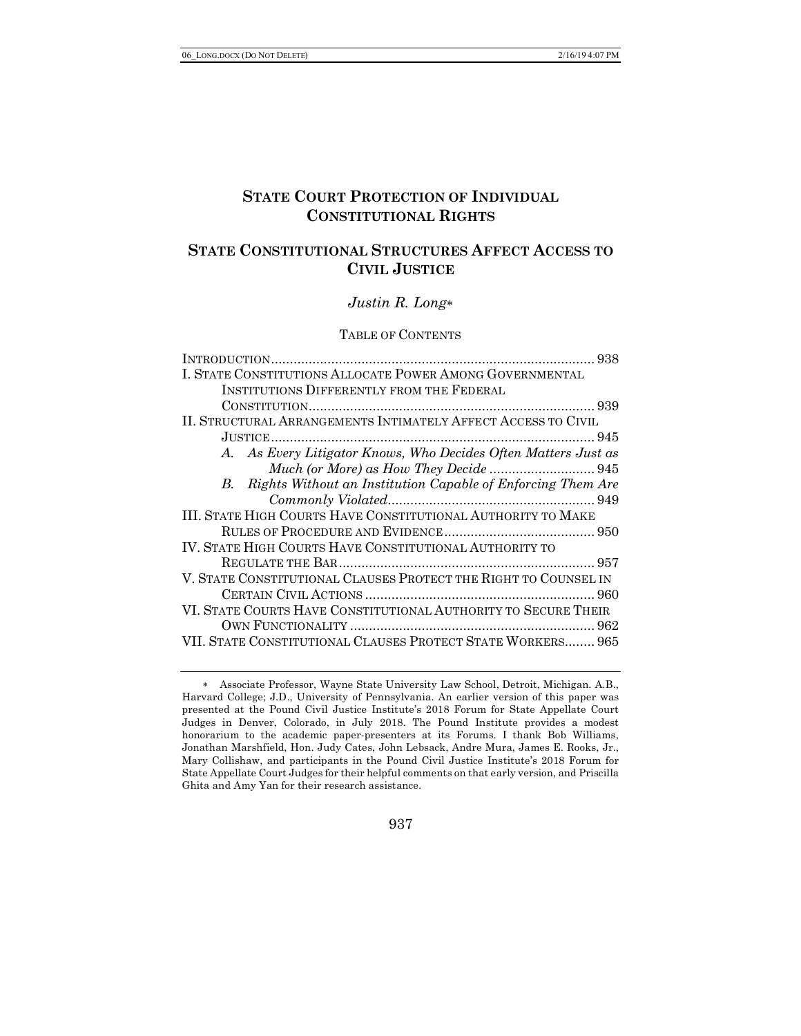# STATE COURT PROTECTION OF INDIVIDUAL CONSTITUTIONAL RIGHTS

## STATE CONSTITUTIONAL STRUCTURES AFFECT ACCESS TO CIVIL JUSTICE

*Justin R. Long*[*]

TABLE OF CONTENTS

INTRODUCTION .................................................................................. 938

I. STATE CONSTITUTIONS ALLOCATE POWER AMONG GOVERNMENTAL INSTITUTIONS DIFFERENTLY FROM THE FEDERAL CONSTITUTION ........................................................................ 939

II. STRUCTURAL ARRANGEMENTS INTIMATELY AFFECT ACCESS TO CIVIL JUSTICE .................................................................................. 945

*A. As Every Litigator Knows, Who Decides Often Matters Just as Much (or More) as How They Decide* ............................ 945

*B. Rights Without an Institution Capable of Enforcing Them Are Commonly Violated* ....................................................... 949

III. STATE HIGH COURTS HAVE CONSTITUTIONAL AUTHORITY TO MAKE RULES OF PROCEDURE AND EVIDENCE ........................................ 950

IV. STATE HIGH COURTS HAVE CONSTITUTIONAL AUTHORITY TO REGULATE THE BAR .................................................................. 957

V. STATE CONSTITUTIONAL CLAUSES PROTECT THE RIGHT TO COUNSEL IN CERTAIN CIVIL ACTIONS ............................................................ 960

VI. STATE COURTS HAVE CONSTITUTIONAL AUTHORITY TO SECURE THEIR OWN FUNCTIONALITY ................................................................ 962

VII. STATE CONSTITUTIONAL CLAUSES PROTECT STATE WORKERS........ 965

---

[*] Associate Professor, Wayne State University Law School, Detroit, Michigan. A.B., Harvard College; J.D., University of Pennsylvania. An earlier version of this paper was presented at the Pound Civil Justice Institute's 2018 Forum for State Appellate Court Judges in Denver, Colorado, in July 2018. The Pound Institute provides a modest honorarium to the academic paper-presenters at its Forums. I thank Bob Williams, Jonathan Marshfield, Hon. Judy Cates, John Lebsack, Andre Mura, James E. Rooks, Jr., Mary Collishaw, and participants in the Pound Civil Justice Institute's 2018 Forum for State Appellate Court Judges for their helpful comments on that early version, and Priscilla Ghita and Amy Yan for their research assistance.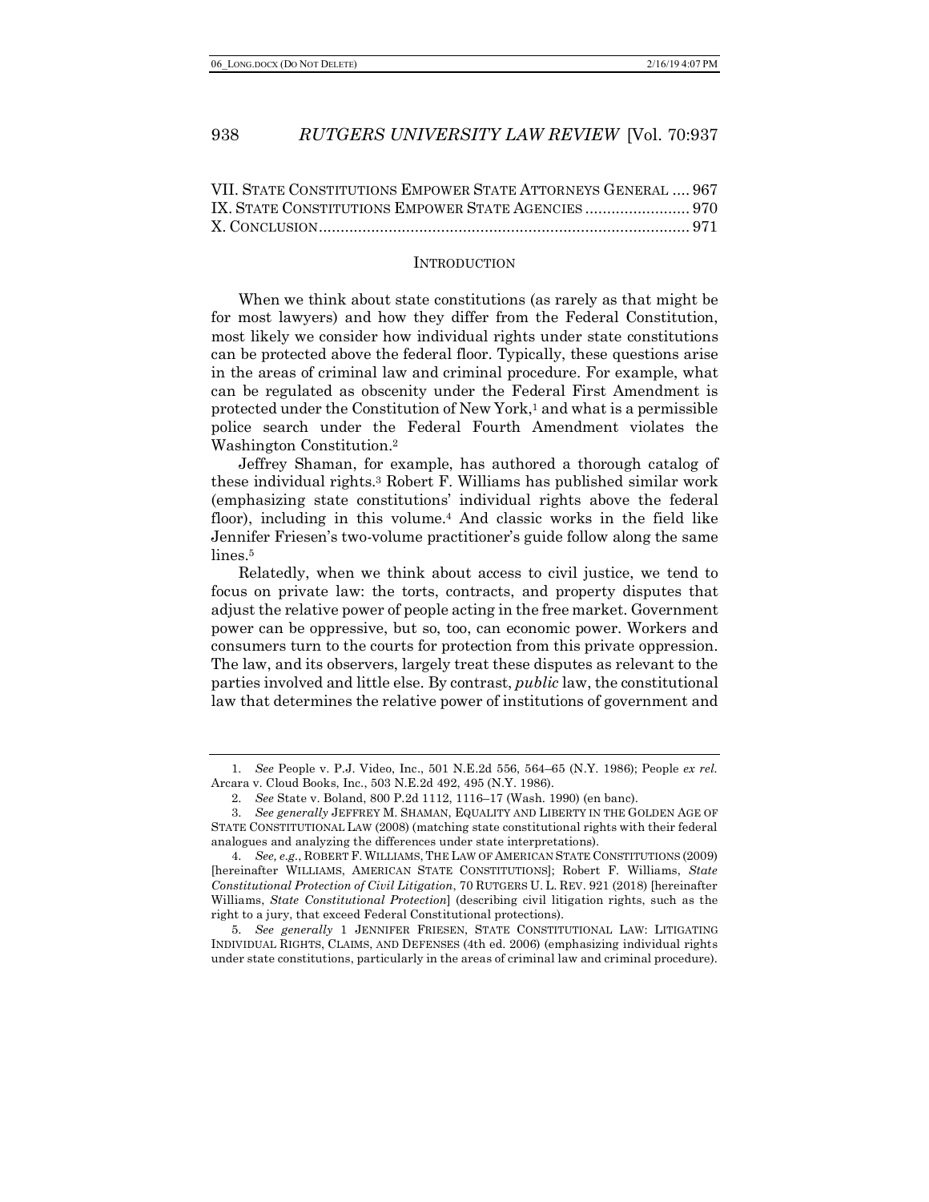VII. STATE CONSTITUTIONS EMPOWER STATE ATTORNEYS GENERAL .... 967
IX. STATE CONSTITUTIONS EMPOWER STATE AGENCIES ........................ 970
X. CONCLUSION ..................................................................................... 971

## INTRODUCTION

When we think about state constitutions (as rarely as that might be for most lawyers) and how they differ from the Federal Constitution, most likely we consider how individual rights under state constitutions can be protected above the federal floor. Typically, these questions arise in the areas of criminal law and criminal procedure. For example, what can be regulated as obscenity under the Federal First Amendment is protected under the Constitution of New York,[1] and what is a permissible police search under the Federal Fourth Amendment violates the Washington Constitution.[2]

Jeffrey Shaman, for example, has authored a thorough catalog of these individual rights.[3] Robert F. Williams has published similar work (emphasizing state constitutions' individual rights above the federal floor), including in this volume.[4] And classic works in the field like Jennifer Friesen's two-volume practitioner's guide follow along the same lines.[5]

Relatedly, when we think about access to civil justice, we tend to focus on private law: the torts, contracts, and property disputes that adjust the relative power of people acting in the free market. Government power can be oppressive, but so, too, can economic power. Workers and consumers turn to the courts for protection from this private oppression. The law, and its observers, largely treat these disputes as relevant to the parties involved and little else. By contrast, *public* law, the constitutional law that determines the relative power of institutions of government and

---

1. *See* People v. P.J. Video, Inc., 501 N.E.2d 556, 564–65 (N.Y. 1986); People *ex rel.* Arcara v. Cloud Books, Inc., 503 N.E.2d 492, 495 (N.Y. 1986).

2. *See* State v. Boland, 800 P.2d 1112, 1116–17 (Wash. 1990) (en banc).

3. *See generally* JEFFREY M. SHAMAN, EQUALITY AND LIBERTY IN THE GOLDEN AGE OF STATE CONSTITUTIONAL LAW (2008) (matching state constitutional rights with their federal analogues and analyzing the differences under state interpretations).

4. *See, e.g.*, ROBERT F. WILLIAMS, THE LAW OF AMERICAN STATE CONSTITUTIONS (2009) [hereinafter WILLIAMS, AMERICAN STATE CONSTITUTIONS]; Robert F. Williams, *State Constitutional Protection of Civil Litigation*, 70 RUTGERS U. L. REV. 921 (2018) [hereinafter Williams, *State Constitutional Protection*] (describing civil litigation rights, such as the right to a jury, that exceed Federal Constitutional protections).

5. *See generally* 1 JENNIFER FRIESEN, STATE CONSTITUTIONAL LAW: LITIGATING INDIVIDUAL RIGHTS, CLAIMS, AND DEFENSES (4th ed. 2006) (emphasizing individual rights under state constitutions, particularly in the areas of criminal law and criminal procedure).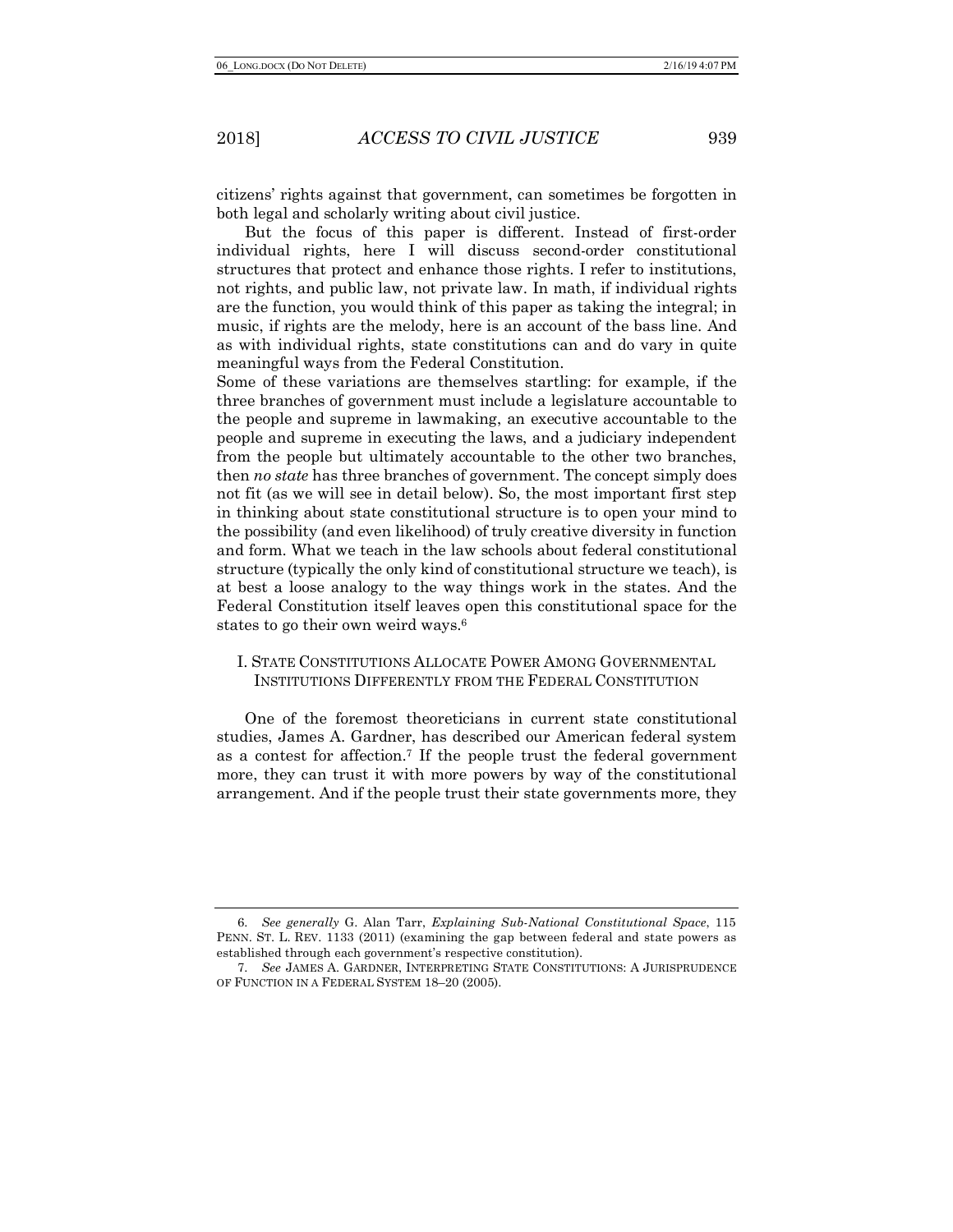citizens' rights against that government, can sometimes be forgotten in both legal and scholarly writing about civil justice.

But the focus of this paper is different. Instead of first-order individual rights, here I will discuss second-order constitutional structures that protect and enhance those rights. I refer to institutions, not rights, and public law, not private law. In math, if individual rights are the function, you would think of this paper as taking the integral; in music, if rights are the melody, here is an account of the bass line. And as with individual rights, state constitutions can and do vary in quite meaningful ways from the Federal Constitution.

Some of these variations are themselves startling: for example, if the three branches of government must include a legislature accountable to the people and supreme in lawmaking, an executive accountable to the people and supreme in executing the laws, and a judiciary independent from the people but ultimately accountable to the other two branches, then *no state* has three branches of government. The concept simply does not fit (as we will see in detail below). So, the most important first step in thinking about state constitutional structure is to open your mind to the possibility (and even likelihood) of truly creative diversity in function and form. What we teach in the law schools about federal constitutional structure (typically the only kind of constitutional structure we teach), is at best a loose analogy to the way things work in the states. And the Federal Constitution itself leaves open this constitutional space for the states to go their own weird ways.[6]

## I. State Constitutions Allocate Power Among Governmental Institutions Differently from the Federal Constitution

One of the foremost theoreticians in current state constitutional studies, James A. Gardner, has described our American federal system as a contest for affection.[7] If the people trust the federal government more, they can trust it with more powers by way of the constitutional arrangement. And if the people trust their state governments more, they

---

6. *See generally* G. Alan Tarr, *Explaining Sub-National Constitutional Space*, 115 PENN. ST. L. REV. 1133 (2011) (examining the gap between federal and state powers as established through each government's respective constitution).

7. *See* JAMES A. GARDNER, INTERPRETING STATE CONSTITUTIONS: A JURISPRUDENCE OF FUNCTION IN A FEDERAL SYSTEM 18–20 (2005).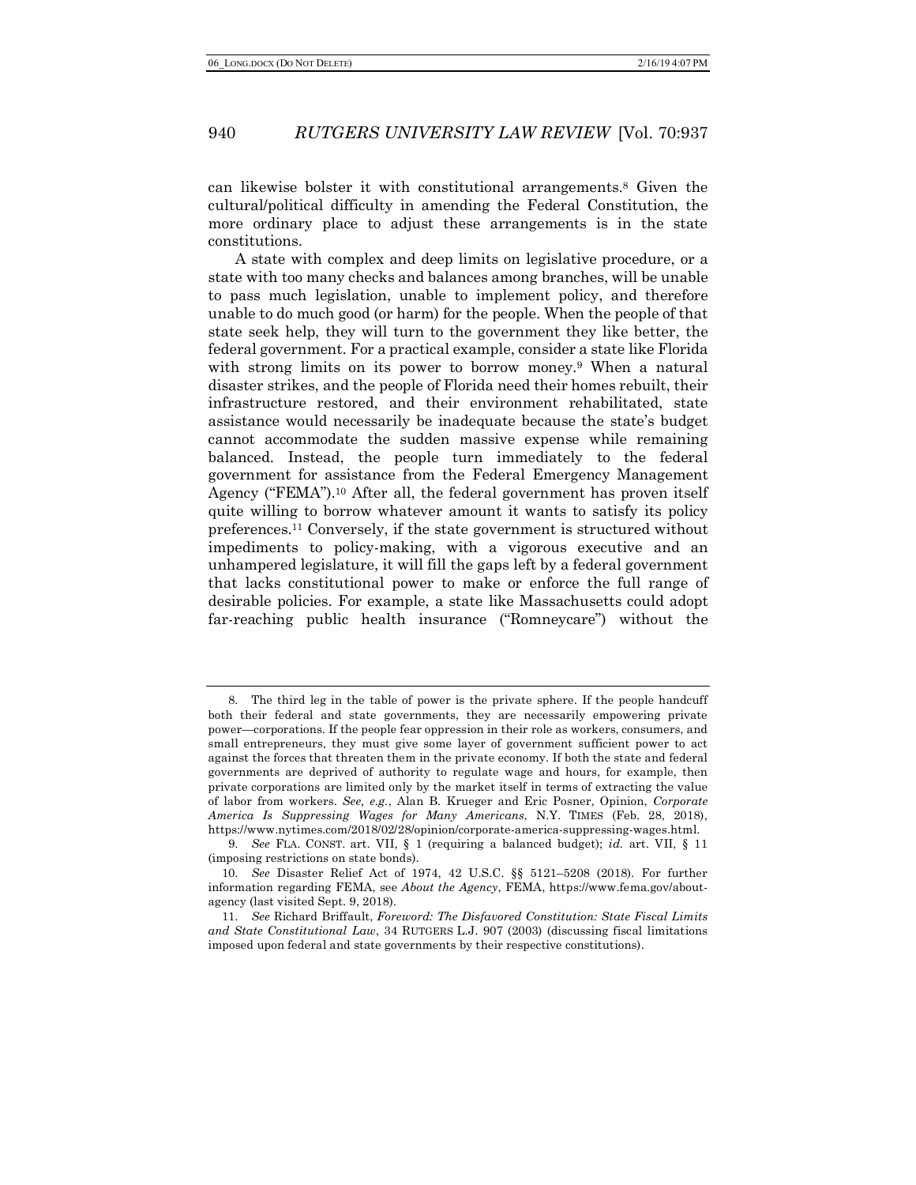can likewise bolster it with constitutional arrangements.[8] Given the cultural/political difficulty in amending the Federal Constitution, the more ordinary place to adjust these arrangements is in the state constitutions.

A state with complex and deep limits on legislative procedure, or a state with too many checks and balances among branches, will be unable to pass much legislation, unable to implement policy, and therefore unable to do much good (or harm) for the people. When the people of that state seek help, they will turn to the government they like better, the federal government. For a practical example, consider a state like Florida with strong limits on its power to borrow money.[9] When a natural disaster strikes, and the people of Florida need their homes rebuilt, their infrastructure restored, and their environment rehabilitated, state assistance would necessarily be inadequate because the state's budget cannot accommodate the sudden massive expense while remaining balanced. Instead, the people turn immediately to the federal government for assistance from the Federal Emergency Management Agency ("FEMA").[10] After all, the federal government has proven itself quite willing to borrow whatever amount it wants to satisfy its policy preferences.[11] Conversely, if the state government is structured without impediments to policy-making, with a vigorous executive and an unhampered legislature, it will fill the gaps left by a federal government that lacks constitutional power to make or enforce the full range of desirable policies. For example, a state like Massachusetts could adopt far-reaching public health insurance ("Romneycare") without the

---

8. The third leg in the table of power is the private sphere. If the people handcuff both their federal and state governments, they are necessarily empowering private power—corporations. If the people fear oppression in their role as workers, consumers, and small entrepreneurs, they must give some layer of government sufficient power to act against the forces that threaten them in the private economy. If both the state and federal governments are deprived of authority to regulate wage and hours, for example, then private corporations are limited only by the market itself in terms of extracting the value of labor from workers. *See, e.g.*, Alan B. Krueger and Eric Posner, Opinion, *Corporate America Is Suppressing Wages for Many Americans*, N.Y. TIMES (Feb. 28, 2018), https://www.nytimes.com/2018/02/28/opinion/corporate-america-suppressing-wages.html.

9. *See* FLA. CONST. art. VII, § 1 (requiring a balanced budget); *id.* art. VII, § 11 (imposing restrictions on state bonds).

10. *See* Disaster Relief Act of 1974, 42 U.S.C. §§ 5121–5208 (2018). For further information regarding FEMA, see *About the Agency*, FEMA, https://www.fema.gov/about-agency (last visited Sept. 9, 2018).

11. *See* Richard Briffault, *Foreword: The Disfavored Constitution: State Fiscal Limits and State Constitutional Law*, 34 RUTGERS L.J. 907 (2003) (discussing fiscal limitations imposed upon federal and state governments by their respective constitutions).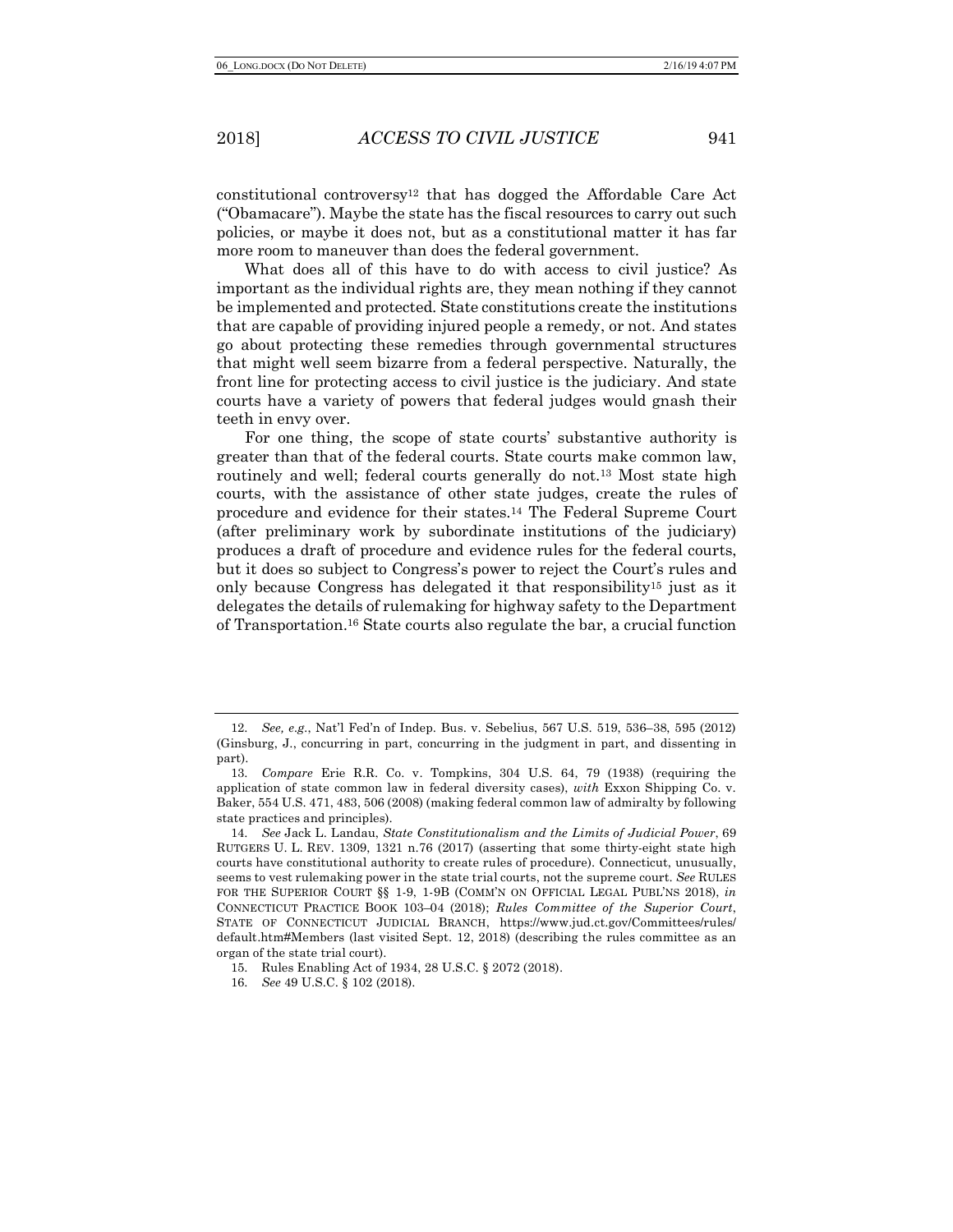constitutional controversy[12] that has dogged the Affordable Care Act ("Obamacare"). Maybe the state has the fiscal resources to carry out such policies, or maybe it does not, but as a constitutional matter it has far more room to maneuver than does the federal government.

What does all of this have to do with access to civil justice? As important as the individual rights are, they mean nothing if they cannot be implemented and protected. State constitutions create the institutions that are capable of providing injured people a remedy, or not. And states go about protecting these remedies through governmental structures that might well seem bizarre from a federal perspective. Naturally, the front line for protecting access to civil justice is the judiciary. And state courts have a variety of powers that federal judges would gnash their teeth in envy over.

For one thing, the scope of state courts' substantive authority is greater than that of the federal courts. State courts make common law, routinely and well; federal courts generally do not.[13] Most state high courts, with the assistance of other state judges, create the rules of procedure and evidence for their states.[14] The Federal Supreme Court (after preliminary work by subordinate institutions of the judiciary) produces a draft of procedure and evidence rules for the federal courts, but it does so subject to Congress's power to reject the Court's rules and only because Congress has delegated it that responsibility[15] just as it delegates the details of rulemaking for highway safety to the Department of Transportation.[16] State courts also regulate the bar, a crucial function

---

12. *See, e.g.*, Nat'l Fed'n of Indep. Bus. v. Sebelius, 567 U.S. 519, 536–38, 595 (2012) (Ginsburg, J., concurring in part, concurring in the judgment in part, and dissenting in part).

13. *Compare* Erie R.R. Co. v. Tompkins, 304 U.S. 64, 79 (1938) (requiring the application of state common law in federal diversity cases), *with* Exxon Shipping Co. v. Baker, 554 U.S. 471, 483, 506 (2008) (making federal common law of admiralty by following state practices and principles).

14. *See* Jack L. Landau, *State Constitutionalism and the Limits of Judicial Power*, 69 RUTGERS U. L. REV. 1309, 1321 n.76 (2017) (asserting that some thirty-eight state high courts have constitutional authority to create rules of procedure). Connecticut, unusually, seems to vest rulemaking power in the state trial courts, not the supreme court. *See* RULES FOR THE SUPERIOR COURT §§ 1-9, 1-9B (COMM'N ON OFFICIAL LEGAL PUBL'NS 2018), *in* CONNECTICUT PRACTICE BOOK 103–04 (2018); *Rules Committee of the Superior Court*, STATE OF CONNECTICUT JUDICIAL BRANCH, https://www.jud.ct.gov/Committees/rules/default.htm#Members (last visited Sept. 12, 2018) (describing the rules committee as an organ of the state trial court).

15. Rules Enabling Act of 1934, 28 U.S.C. § 2072 (2018).

16. *See* 49 U.S.C. § 102 (2018).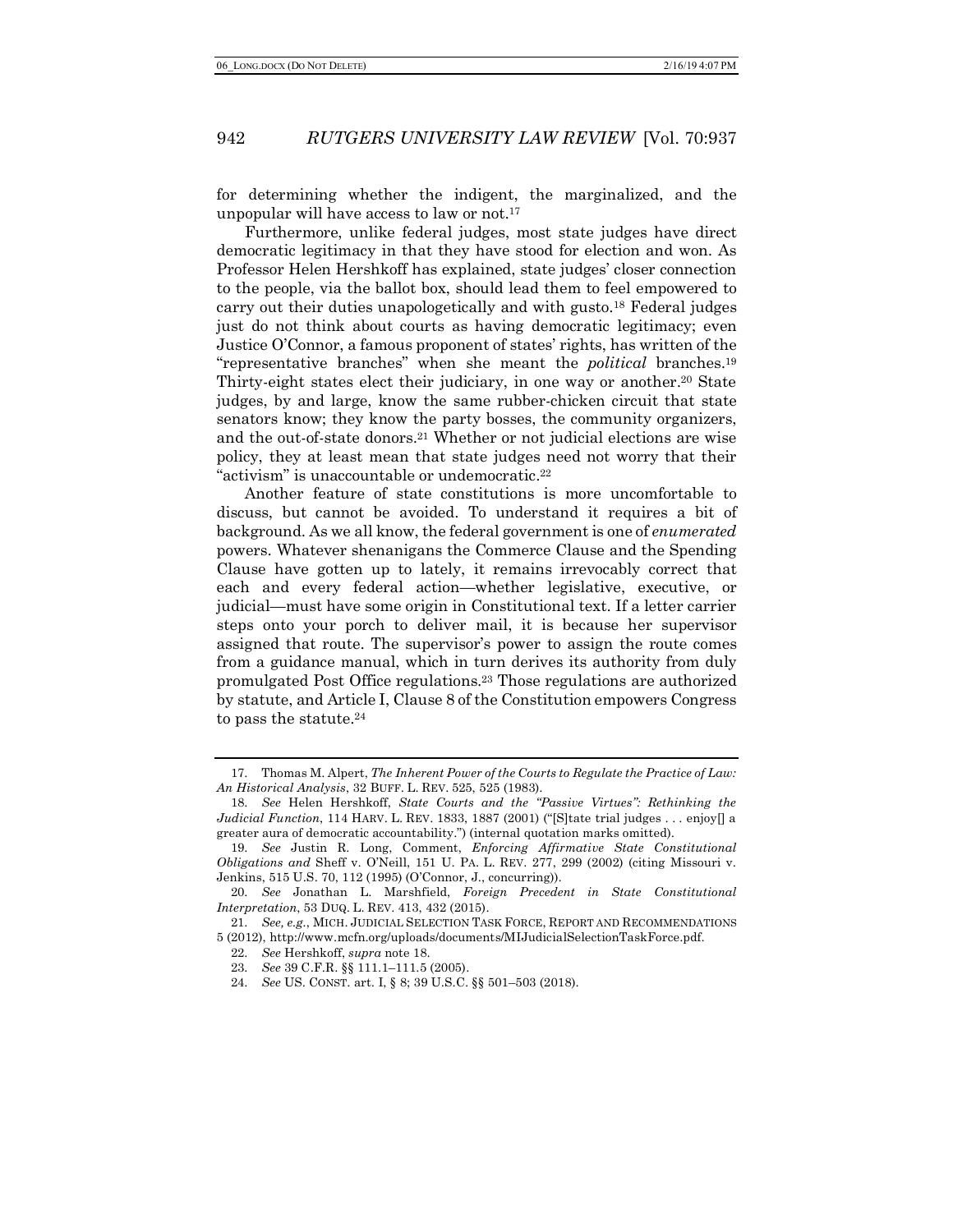for determining whether the indigent, the marginalized, and the unpopular will have access to law or not.[17]

Furthermore, unlike federal judges, most state judges have direct democratic legitimacy in that they have stood for election and won. As Professor Helen Hershkoff has explained, state judges' closer connection to the people, via the ballot box, should lead them to feel empowered to carry out their duties unapologetically and with gusto.[18] Federal judges just do not think about courts as having democratic legitimacy; even Justice O'Connor, a famous proponent of states' rights, has written of the "representative branches" when she meant the *political* branches.[19] Thirty-eight states elect their judiciary, in one way or another.[20] State judges, by and large, know the same rubber-chicken circuit that state senators know; they know the party bosses, the community organizers, and the out-of-state donors.[21] Whether or not judicial elections are wise policy, they at least mean that state judges need not worry that their "activism" is unaccountable or undemocratic.[22]

Another feature of state constitutions is more uncomfortable to discuss, but cannot be avoided. To understand it requires a bit of background. As we all know, the federal government is one of *enumerated* powers. Whatever shenanigans the Commerce Clause and the Spending Clause have gotten up to lately, it remains irrevocably correct that each and every federal action—whether legislative, executive, or judicial—must have some origin in Constitutional text. If a letter carrier steps onto your porch to deliver mail, it is because her supervisor assigned that route. The supervisor's power to assign the route comes from a guidance manual, which in turn derives its authority from duly promulgated Post Office regulations.[23] Those regulations are authorized by statute, and Article I, Clause 8 of the Constitution empowers Congress to pass the statute.[24]

---

17. Thomas M. Alpert, *The Inherent Power of the Courts to Regulate the Practice of Law: An Historical Analysis*, 32 BUFF. L. REV. 525, 525 (1983).

18. *See* Helen Hershkoff, *State Courts and the "Passive Virtues": Rethinking the Judicial Function*, 114 HARV. L. REV. 1833, 1887 (2001) ("[S]tate trial judges . . . enjoy[] a greater aura of democratic accountability.") (internal quotation marks omitted).

19. *See* Justin R. Long, Comment, *Enforcing Affirmative State Constitutional Obligations and* Sheff v. O'Neill, 151 U. PA. L. REV. 277, 299 (2002) (citing Missouri v. Jenkins, 515 U.S. 70, 112 (1995) (O'Connor, J., concurring)).

20. *See* Jonathan L. Marshfield, *Foreign Precedent in State Constitutional Interpretation*, 53 DUQ. L. REV. 413, 432 (2015).

21. *See, e.g.*, MICH. JUDICIAL SELECTION TASK FORCE, REPORT AND RECOMMENDATIONS 5 (2012), http://www.mcfn.org/uploads/documents/MIJudicialSelectionTaskForce.pdf.

22. *See* Hershkoff, *supra* note 18.

23. *See* 39 C.F.R. §§ 111.1–111.5 (2005).

24. *See* US. CONST. art. I, § 8; 39 U.S.C. §§ 501–503 (2018).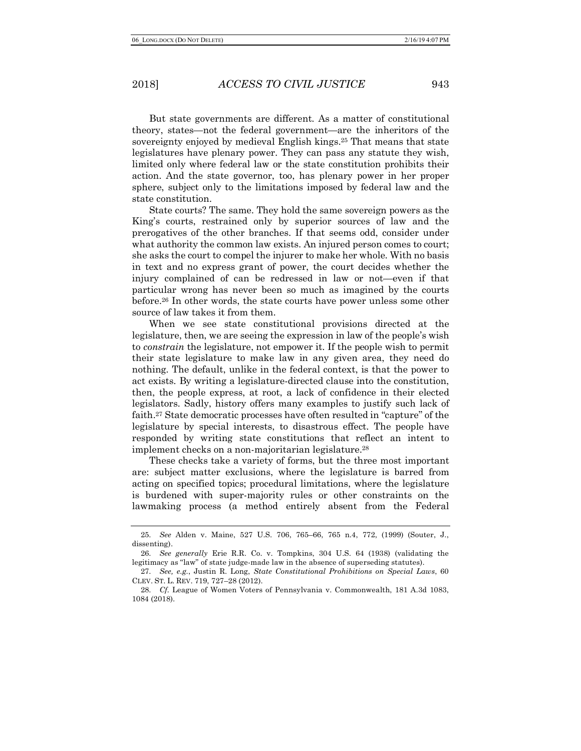But state governments are different. As a matter of constitutional theory, states—not the federal government—are the inheritors of the sovereignty enjoyed by medieval English kings.[25] That means that state legislatures have plenary power. They can pass any statute they wish, limited only where federal law or the state constitution prohibits their action. And the state governor, too, has plenary power in her proper sphere, subject only to the limitations imposed by federal law and the state constitution.

State courts? The same. They hold the same sovereign powers as the King's courts, restrained only by superior sources of law and the prerogatives of the other branches. If that seems odd, consider under what authority the common law exists. An injured person comes to court; she asks the court to compel the injurer to make her whole. With no basis in text and no express grant of power, the court decides whether the injury complained of can be redressed in law or not—even if that particular wrong has never been so much as imagined by the courts before.[26] In other words, the state courts have power unless some other source of law takes it from them.

When we see state constitutional provisions directed at the legislature, then, we are seeing the expression in law of the people's wish to *constrain* the legislature, not empower it. If the people wish to permit their state legislature to make law in any given area, they need do nothing. The default, unlike in the federal context, is that the power to act exists. By writing a legislature-directed clause into the constitution, then, the people express, at root, a lack of confidence in their elected legislators. Sadly, history offers many examples to justify such lack of faith.[27] State democratic processes have often resulted in "capture" of the legislature by special interests, to disastrous effect. The people have responded by writing state constitutions that reflect an intent to implement checks on a non-majoritarian legislature.[28]

These checks take a variety of forms, but the three most important are: subject matter exclusions, where the legislature is barred from acting on specified topics; procedural limitations, where the legislature is burdened with super-majority rules or other constraints on the lawmaking process (a method entirely absent from the Federal

---

25. *See* Alden v. Maine, 527 U.S. 706, 765–66, 765 n.4, 772, (1999) (Souter, J., dissenting).

26. *See generally* Erie R.R. Co. v. Tompkins, 304 U.S. 64 (1938) (validating the legitimacy as "law" of state judge-made law in the absence of superseding statutes).

27. *See, e.g.*, Justin R. Long, *State Constitutional Prohibitions on Special Laws*, 60 CLEV. ST. L. REV. 719, 727–28 (2012).

28. *Cf.* League of Women Voters of Pennsylvania v. Commonwealth, 181 A.3d 1083, 1084 (2018).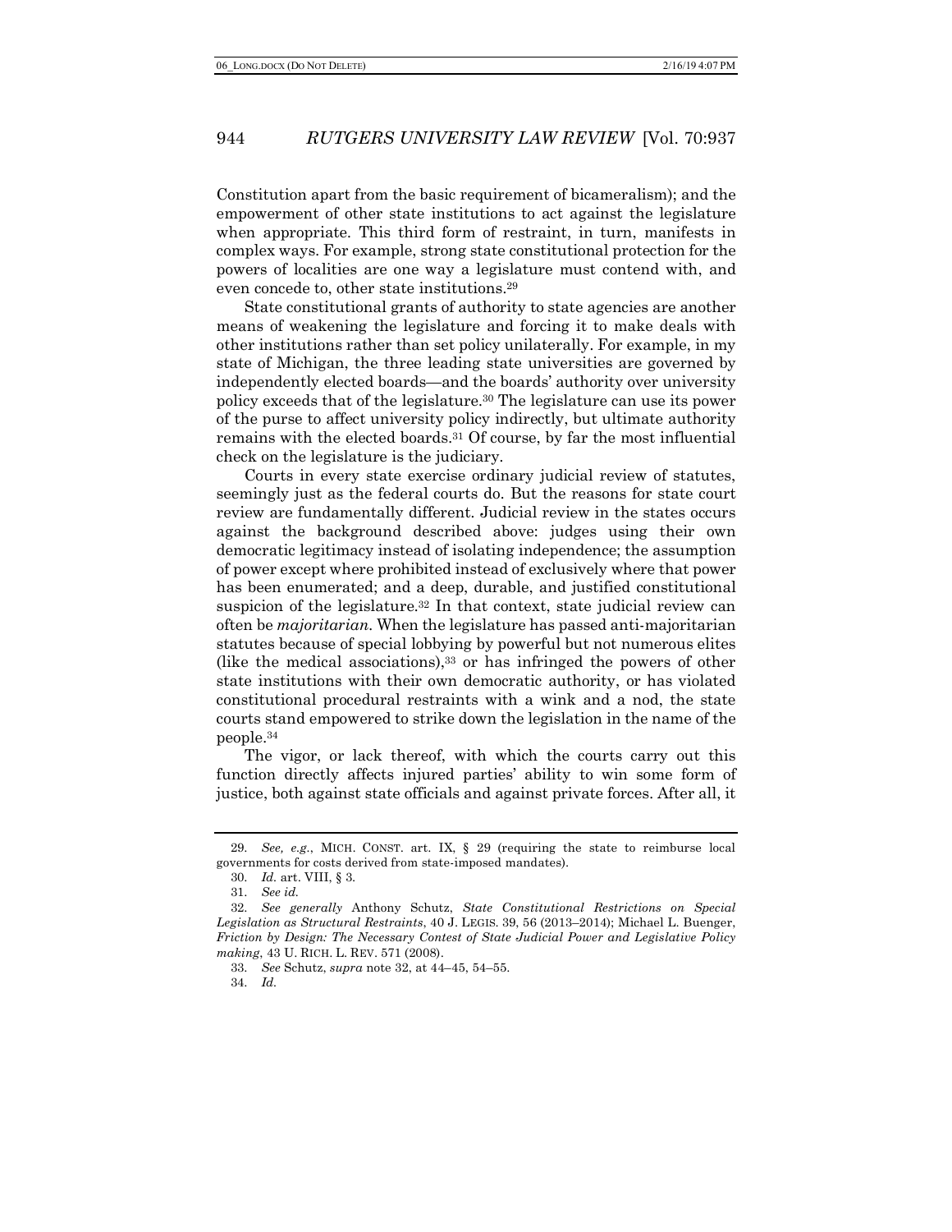Constitution apart from the basic requirement of bicameralism); and the empowerment of other state institutions to act against the legislature when appropriate. This third form of restraint, in turn, manifests in complex ways. For example, strong state constitutional protection for the powers of localities are one way a legislature must contend with, and even concede to, other state institutions.[29]

State constitutional grants of authority to state agencies are another means of weakening the legislature and forcing it to make deals with other institutions rather than set policy unilaterally. For example, in my state of Michigan, the three leading state universities are governed by independently elected boards—and the boards' authority over university policy exceeds that of the legislature.[30] The legislature can use its power of the purse to affect university policy indirectly, but ultimate authority remains with the elected boards.[31] Of course, by far the most influential check on the legislature is the judiciary.

Courts in every state exercise ordinary judicial review of statutes, seemingly just as the federal courts do. But the reasons for state court review are fundamentally different. Judicial review in the states occurs against the background described above: judges using their own democratic legitimacy instead of isolating independence; the assumption of power except where prohibited instead of exclusively where that power has been enumerated; and a deep, durable, and justified constitutional suspicion of the legislature.[32] In that context, state judicial review can often be *majoritarian*. When the legislature has passed anti-majoritarian statutes because of special lobbying by powerful but not numerous elites (like the medical associations),[33] or has infringed the powers of other state institutions with their own democratic authority, or has violated constitutional procedural restraints with a wink and a nod, the state courts stand empowered to strike down the legislation in the name of the people.[34]

The vigor, or lack thereof, with which the courts carry out this function directly affects injured parties' ability to win some form of justice, both against state officials and against private forces. After all, it

---

29. *See, e.g.*, MICH. CONST. art. IX, § 29 (requiring the state to reimburse local governments for costs derived from state-imposed mandates).

30. *Id.* art. VIII, § 3.

31. *See id.*

32. *See generally* Anthony Schutz, *State Constitutional Restrictions on Special Legislation as Structural Restraints*, 40 J. LEGIS. 39, 56 (2013–2014); Michael L. Buenger, *Friction by Design: The Necessary Contest of State Judicial Power and Legislative Policy making*, 43 U. RICH. L. REV. 571 (2008).

33. *See* Schutz, *supra* note 32, at 44–45, 54–55.

34. *Id.*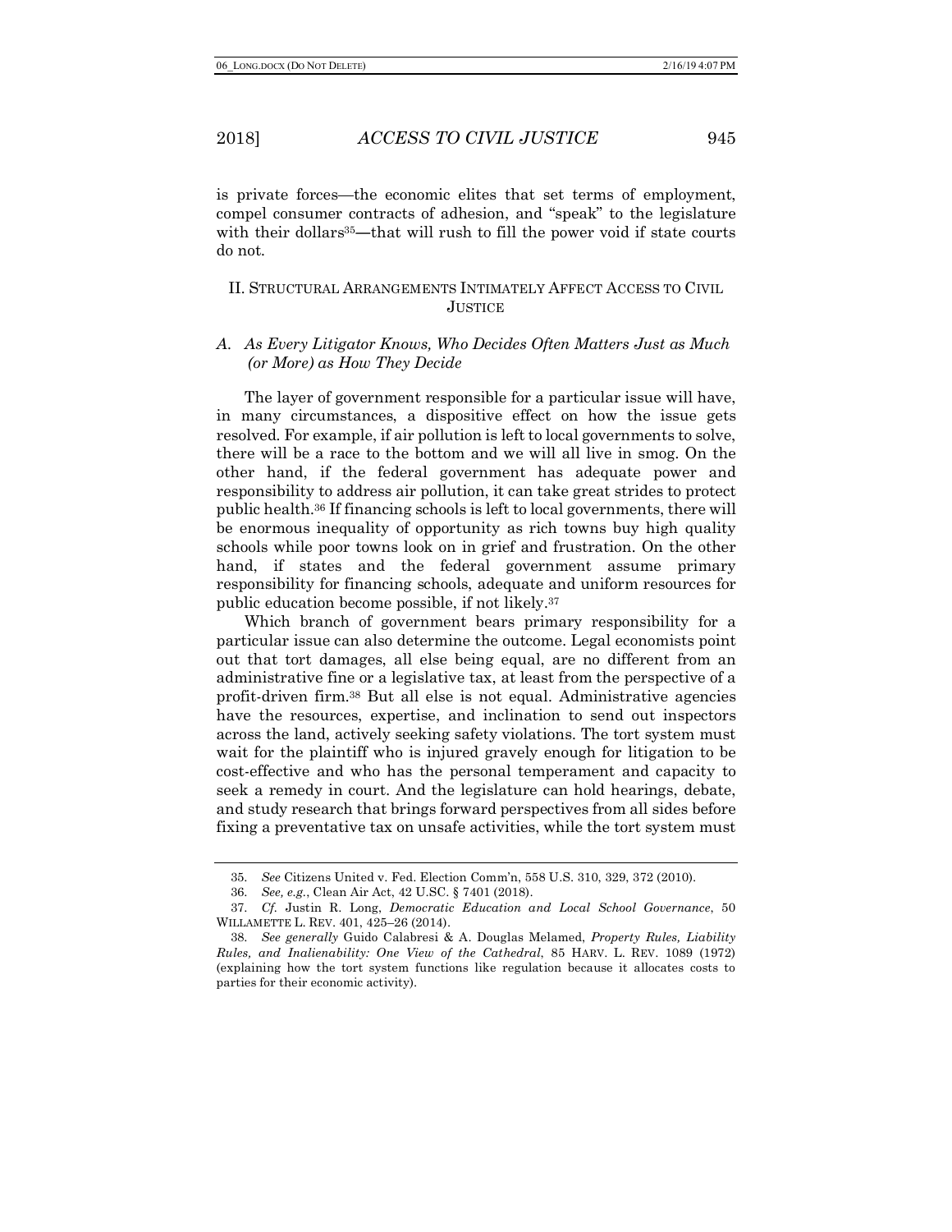is private forces—the economic elites that set terms of employment, compel consumer contracts of adhesion, and "speak" to the legislature with their dollars[35]—that will rush to fill the power void if state courts do not.

## II. Structural Arrangements Intimately Affect Access to Civil Justice

### *A. As Every Litigator Knows, Who Decides Often Matters Just as Much (or More) as How They Decide*

The layer of government responsible for a particular issue will have, in many circumstances, a dispositive effect on how the issue gets resolved. For example, if air pollution is left to local governments to solve, there will be a race to the bottom and we will all live in smog. On the other hand, if the federal government has adequate power and responsibility to address air pollution, it can take great strides to protect public health.[36] If financing schools is left to local governments, there will be enormous inequality of opportunity as rich towns buy high quality schools while poor towns look on in grief and frustration. On the other hand, if states and the federal government assume primary responsibility for financing schools, adequate and uniform resources for public education become possible, if not likely.[37]

Which branch of government bears primary responsibility for a particular issue can also determine the outcome. Legal economists point out that tort damages, all else being equal, are no different from an administrative fine or a legislative tax, at least from the perspective of a profit-driven firm.[38] But all else is not equal. Administrative agencies have the resources, expertise, and inclination to send out inspectors across the land, actively seeking safety violations. The tort system must wait for the plaintiff who is injured gravely enough for litigation to be cost-effective and who has the personal temperament and capacity to seek a remedy in court. And the legislature can hold hearings, debate, and study research that brings forward perspectives from all sides before fixing a preventative tax on unsafe activities, while the tort system must

---

35. *See* Citizens United v. Fed. Election Comm'n, 558 U.S. 310, 329, 372 (2010).

36. *See, e.g.*, Clean Air Act, 42 U.SC. § 7401 (2018).

37. *Cf.* Justin R. Long, *Democratic Education and Local School Governance*, 50 WILLAMETTE L. REV. 401, 425–26 (2014).

38. *See generally* Guido Calabresi & A. Douglas Melamed, *Property Rules, Liability Rules, and Inalienability: One View of the Cathedral*, 85 HARV. L. REV. 1089 (1972) (explaining how the tort system functions like regulation because it allocates costs to parties for their economic activity).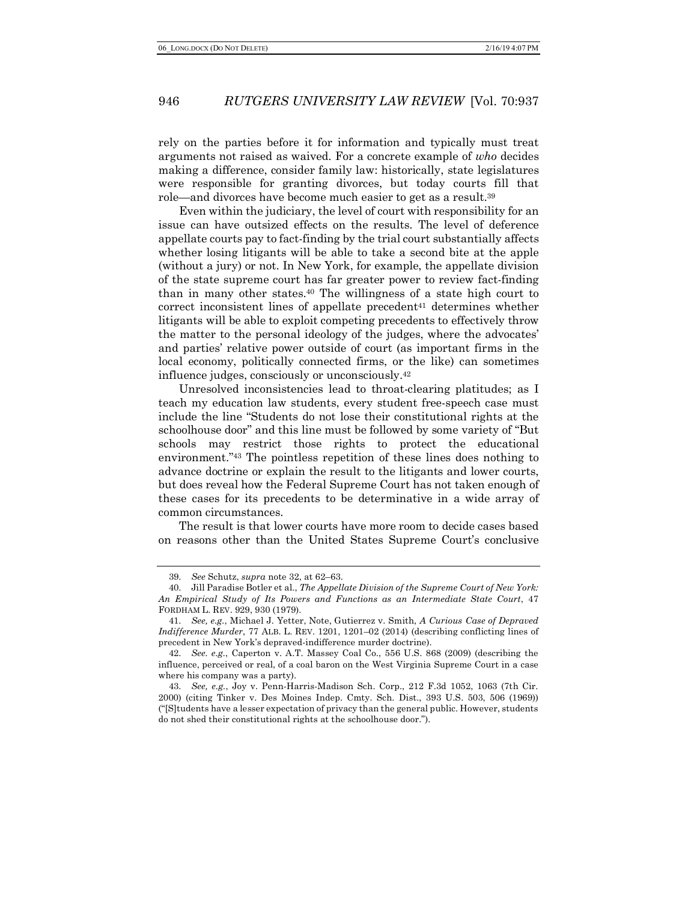rely on the parties before it for information and typically must treat arguments not raised as waived. For a concrete example of *who* decides making a difference, consider family law: historically, state legislatures were responsible for granting divorces, but today courts fill that role—and divorces have become much easier to get as a result.[39]

Even within the judiciary, the level of court with responsibility for an issue can have outsized effects on the results. The level of deference appellate courts pay to fact-finding by the trial court substantially affects whether losing litigants will be able to take a second bite at the apple (without a jury) or not. In New York, for example, the appellate division of the state supreme court has far greater power to review fact-finding than in many other states.[40] The willingness of a state high court to correct inconsistent lines of appellate precedent[41] determines whether litigants will be able to exploit competing precedents to effectively throw the matter to the personal ideology of the judges, where the advocates' and parties' relative power outside of court (as important firms in the local economy, politically connected firms, or the like) can sometimes influence judges, consciously or unconsciously.[42]

Unresolved inconsistencies lead to throat-clearing platitudes; as I teach my education law students, every student free-speech case must include the line "Students do not lose their constitutional rights at the schoolhouse door" and this line must be followed by some variety of "But schools may restrict those rights to protect the educational environment."[43] The pointless repetition of these lines does nothing to advance doctrine or explain the result to the litigants and lower courts, but does reveal how the Federal Supreme Court has not taken enough of these cases for its precedents to be determinative in a wide array of common circumstances.

The result is that lower courts have more room to decide cases based on reasons other than the United States Supreme Court's conclusive

---

39. *See* Schutz, *supra* note 32, at 62–63.

40. Jill Paradise Botler et al., *The Appellate Division of the Supreme Court of New York: An Empirical Study of Its Powers and Functions as an Intermediate State Court*, 47 FORDHAM L. REV. 929, 930 (1979).

41. *See, e.g.*, Michael J. Yetter, Note, Gutierrez v. Smith, *A Curious Case of Depraved Indifference Murder*, 77 ALB. L. REV. 1201, 1201–02 (2014) (describing conflicting lines of precedent in New York's depraved-indifference murder doctrine).

42. *See. e.g.*, Caperton v. A.T. Massey Coal Co., 556 U.S. 868 (2009) (describing the influence, perceived or real, of a coal baron on the West Virginia Supreme Court in a case where his company was a party).

43. *See, e.g.*, Joy v. Penn-Harris-Madison Sch. Corp., 212 F.3d 1052, 1063 (7th Cir. 2000) (citing Tinker v. Des Moines Indep. Cmty. Sch. Dist., 393 U.S. 503, 506 (1969)) ("[S]tudents have a lesser expectation of privacy than the general public. However, students do not shed their constitutional rights at the schoolhouse door.").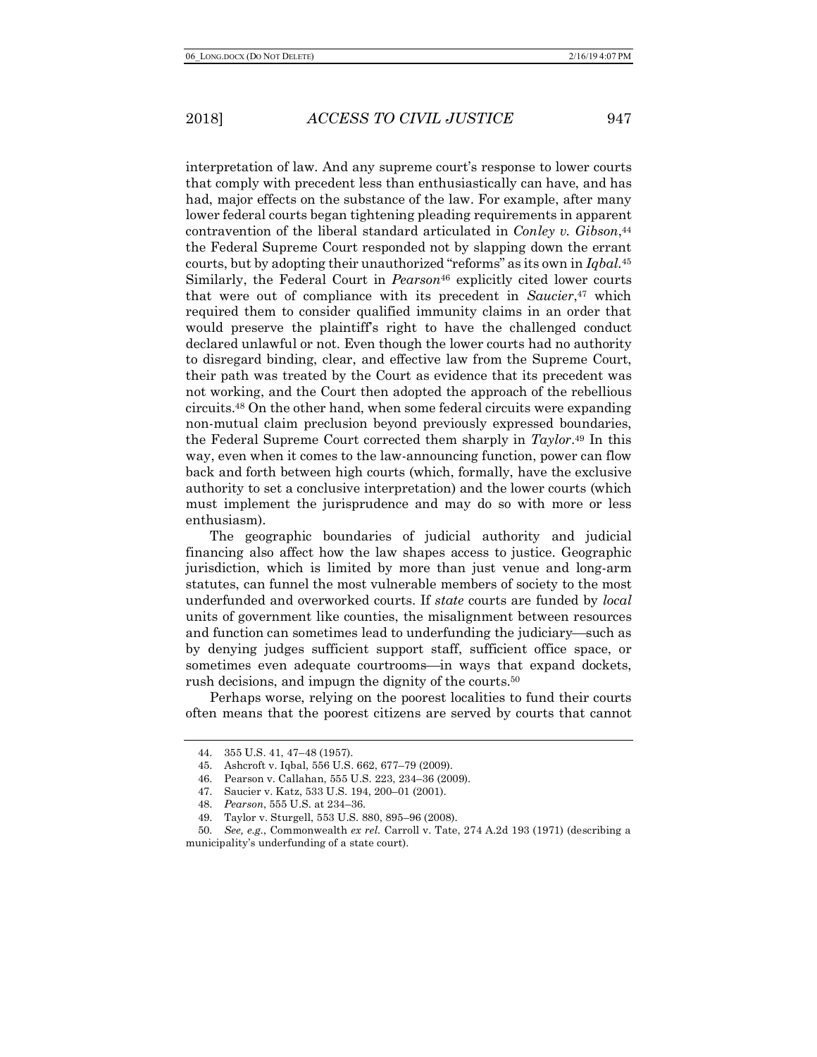interpretation of law. And any supreme court's response to lower courts that comply with precedent less than enthusiastically can have, and has had, major effects on the substance of the law. For example, after many lower federal courts began tightening pleading requirements in apparent contravention of the liberal standard articulated in *Conley v. Gibson*,[44] the Federal Supreme Court responded not by slapping down the errant courts, but by adopting their unauthorized "reforms" as its own in *Iqbal*.[45] Similarly, the Federal Court in *Pearson*[46] explicitly cited lower courts that were out of compliance with its precedent in *Saucier*,[47] which required them to consider qualified immunity claims in an order that would preserve the plaintiff's right to have the challenged conduct declared unlawful or not. Even though the lower courts had no authority to disregard binding, clear, and effective law from the Supreme Court, their path was treated by the Court as evidence that its precedent was not working, and the Court then adopted the approach of the rebellious circuits.[48] On the other hand, when some federal circuits were expanding non-mutual claim preclusion beyond previously expressed boundaries, the Federal Supreme Court corrected them sharply in *Taylor*.[49] In this way, even when it comes to the law-announcing function, power can flow back and forth between high courts (which, formally, have the exclusive authority to set a conclusive interpretation) and the lower courts (which must implement the jurisprudence and may do so with more or less enthusiasm).

The geographic boundaries of judicial authority and judicial financing also affect how the law shapes access to justice. Geographic jurisdiction, which is limited by more than just venue and long-arm statutes, can funnel the most vulnerable members of society to the most underfunded and overworked courts. If *state* courts are funded by *local* units of government like counties, the misalignment between resources and function can sometimes lead to underfunding the judiciary—such as by denying judges sufficient support staff, sufficient office space, or sometimes even adequate courtrooms—in ways that expand dockets, rush decisions, and impugn the dignity of the courts.[50]

Perhaps worse, relying on the poorest localities to fund their courts often means that the poorest citizens are served by courts that cannot

44. 355 U.S. 41, 47–48 (1957).

45. Ashcroft v. Iqbal, 556 U.S. 662, 677–79 (2009).

46. Pearson v. Callahan, 555 U.S. 223, 234–36 (2009).

47. Saucier v. Katz, 533 U.S. 194, 200–01 (2001).

48. *Pearson*, 555 U.S. at 234–36.

49. Taylor v. Sturgell, 553 U.S. 880, 895–96 (2008).

50. *See, e.g.*, Commonwealth *ex rel.* Carroll v. Tate, 274 A.2d 193 (1971) (describing a municipality's underfunding of a state court).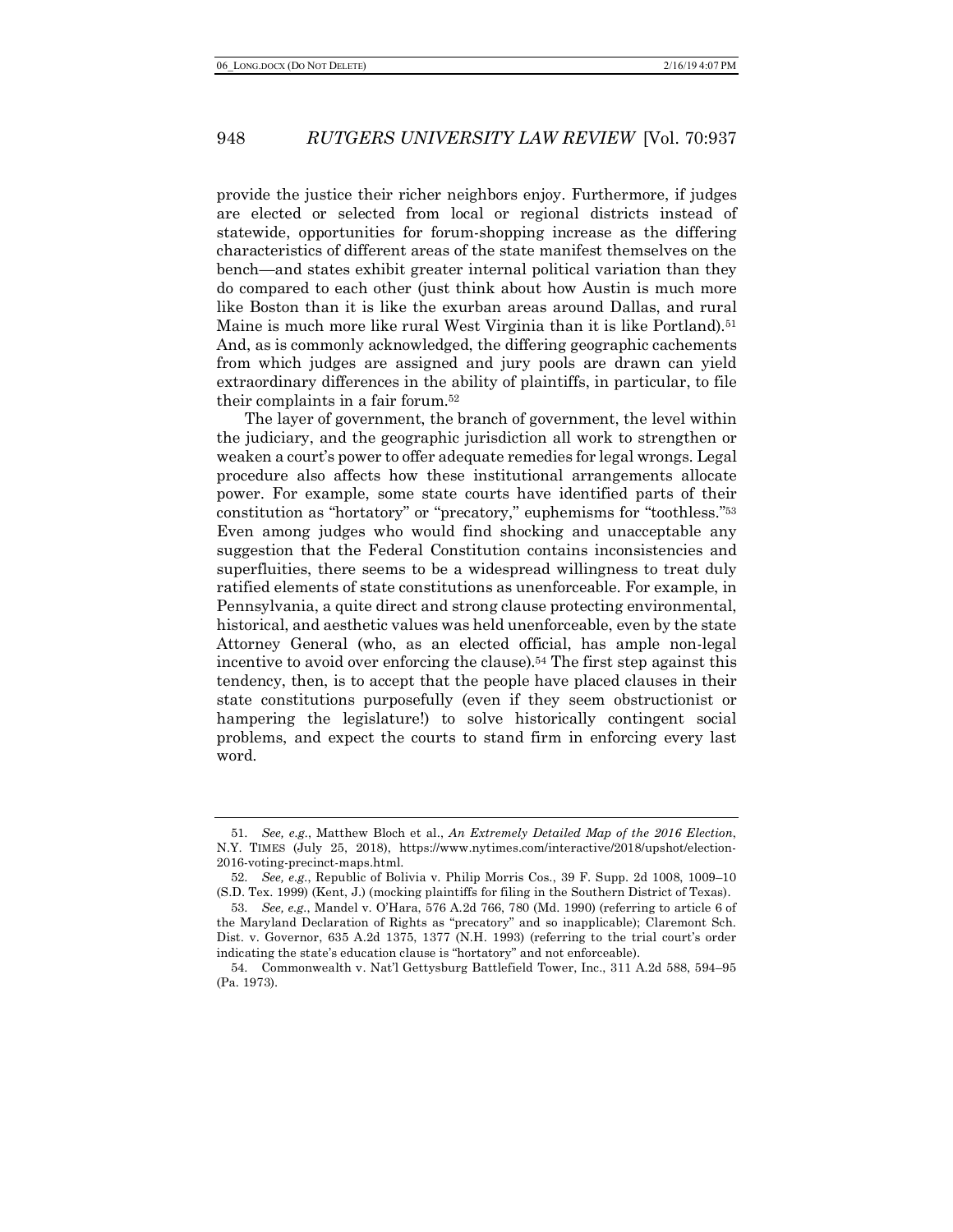provide the justice their richer neighbors enjoy. Furthermore, if judges are elected or selected from local or regional districts instead of statewide, opportunities for forum-shopping increase as the differing characteristics of different areas of the state manifest themselves on the bench—and states exhibit greater internal political variation than they do compared to each other (just think about how Austin is much more like Boston than it is like the exurban areas around Dallas, and rural Maine is much more like rural West Virginia than it is like Portland).[51] And, as is commonly acknowledged, the differing geographic cachements from which judges are assigned and jury pools are drawn can yield extraordinary differences in the ability of plaintiffs, in particular, to file their complaints in a fair forum.[52]

The layer of government, the branch of government, the level within the judiciary, and the geographic jurisdiction all work to strengthen or weaken a court's power to offer adequate remedies for legal wrongs. Legal procedure also affects how these institutional arrangements allocate power. For example, some state courts have identified parts of their constitution as "hortatory" or "precatory," euphemisms for "toothless."[53] Even among judges who would find shocking and unacceptable any suggestion that the Federal Constitution contains inconsistencies and superfluities, there seems to be a widespread willingness to treat duly ratified elements of state constitutions as unenforceable. For example, in Pennsylvania, a quite direct and strong clause protecting environmental, historical, and aesthetic values was held unenforceable, even by the state Attorney General (who, as an elected official, has ample non-legal incentive to avoid over enforcing the clause).[54] The first step against this tendency, then, is to accept that the people have placed clauses in their state constitutions purposefully (even if they seem obstructionist or hampering the legislature!) to solve historically contingent social problems, and expect the courts to stand firm in enforcing every last word.

---

51. *See, e.g.*, Matthew Bloch et al., *An Extremely Detailed Map of the 2016 Election*, N.Y. TIMES (July 25, 2018), https://www.nytimes.com/interactive/2018/upshot/election-2016-voting-precinct-maps.html.

52. *See, e.g.*, Republic of Bolivia v. Philip Morris Cos., 39 F. Supp. 2d 1008, 1009–10 (S.D. Tex. 1999) (Kent, J.) (mocking plaintiffs for filing in the Southern District of Texas).

53. *See, e.g.*, Mandel v. O'Hara, 576 A.2d 766, 780 (Md. 1990) (referring to article 6 of the Maryland Declaration of Rights as "precatory" and so inapplicable); Claremont Sch. Dist. v. Governor, 635 A.2d 1375, 1377 (N.H. 1993) (referring to the trial court's order indicating the state's education clause is "hortatory" and not enforceable).

54. Commonwealth v. Nat'l Gettysburg Battlefield Tower, Inc., 311 A.2d 588, 594–95 (Pa. 1973).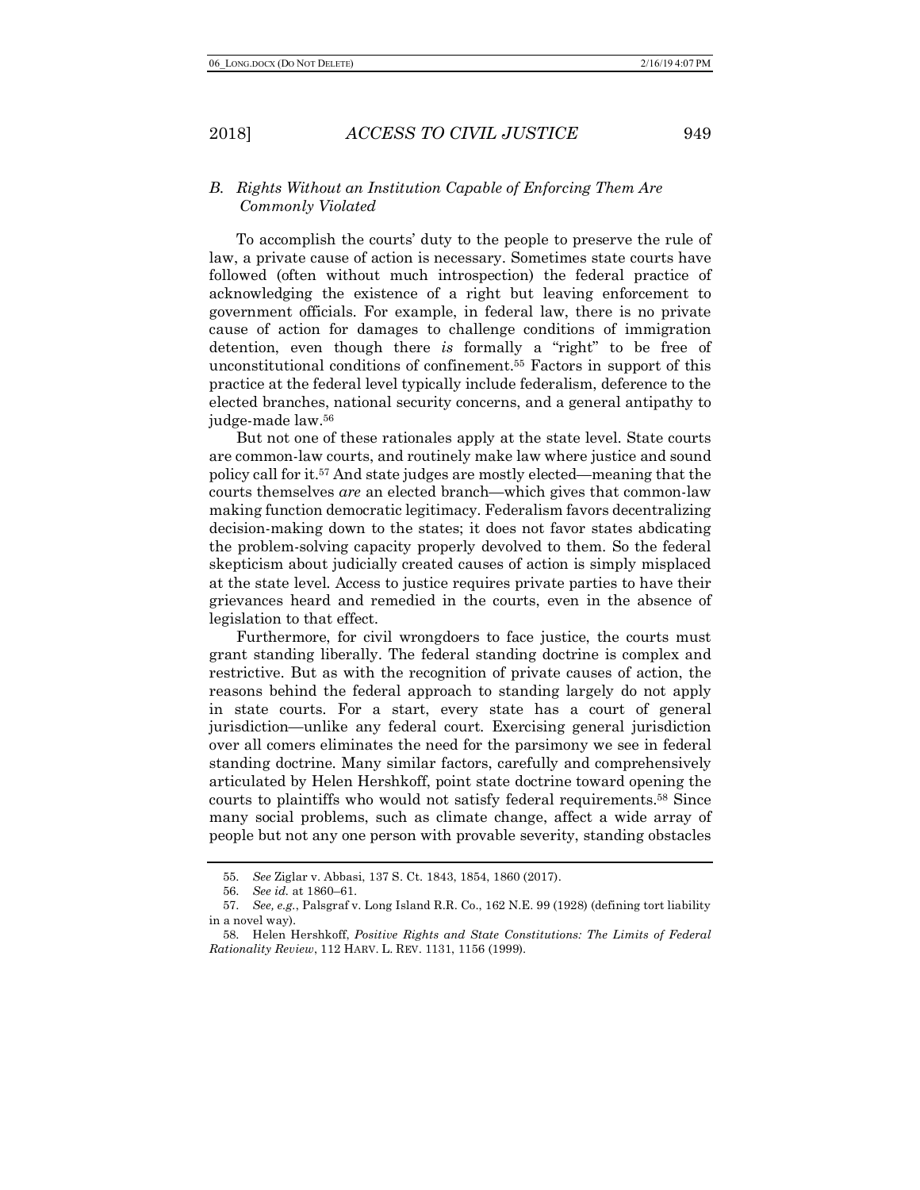### *B. Rights Without an Institution Capable of Enforcing Them Are Commonly Violated*

To accomplish the courts' duty to the people to preserve the rule of law, a private cause of action is necessary. Sometimes state courts have followed (often without much introspection) the federal practice of acknowledging the existence of a right but leaving enforcement to government officials. For example, in federal law, there is no private cause of action for damages to challenge conditions of immigration detention, even though there *is* formally a "right" to be free of unconstitutional conditions of confinement.[55] Factors in support of this practice at the federal level typically include federalism, deference to the elected branches, national security concerns, and a general antipathy to judge-made law.[56]

But not one of these rationales apply at the state level. State courts are common-law courts, and routinely make law where justice and sound policy call for it.[57] And state judges are mostly elected—meaning that the courts themselves *are* an elected branch—which gives that common-law making function democratic legitimacy. Federalism favors decentralizing decision-making down to the states; it does not favor states abdicating the problem-solving capacity properly devolved to them. So the federal skepticism about judicially created causes of action is simply misplaced at the state level. Access to justice requires private parties to have their grievances heard and remedied in the courts, even in the absence of legislation to that effect.

Furthermore, for civil wrongdoers to face justice, the courts must grant standing liberally. The federal standing doctrine is complex and restrictive. But as with the recognition of private causes of action, the reasons behind the federal approach to standing largely do not apply in state courts. For a start, every state has a court of general jurisdiction—unlike any federal court. Exercising general jurisdiction over all comers eliminates the need for the parsimony we see in federal standing doctrine. Many similar factors, carefully and comprehensively articulated by Helen Hershkoff, point state doctrine toward opening the courts to plaintiffs who would not satisfy federal requirements.[58] Since many social problems, such as climate change, affect a wide array of people but not any one person with provable severity, standing obstacles

---

55. *See* Ziglar v. Abbasi, 137 S. Ct. 1843, 1854, 1860 (2017).

56. *See id.* at 1860–61.

57. *See, e.g.*, Palsgraf v. Long Island R.R. Co., 162 N.E. 99 (1928) (defining tort liability in a novel way).

58. Helen Hershkoff, *Positive Rights and State Constitutions: The Limits of Federal Rationality Review*, 112 HARV. L. REV. 1131, 1156 (1999).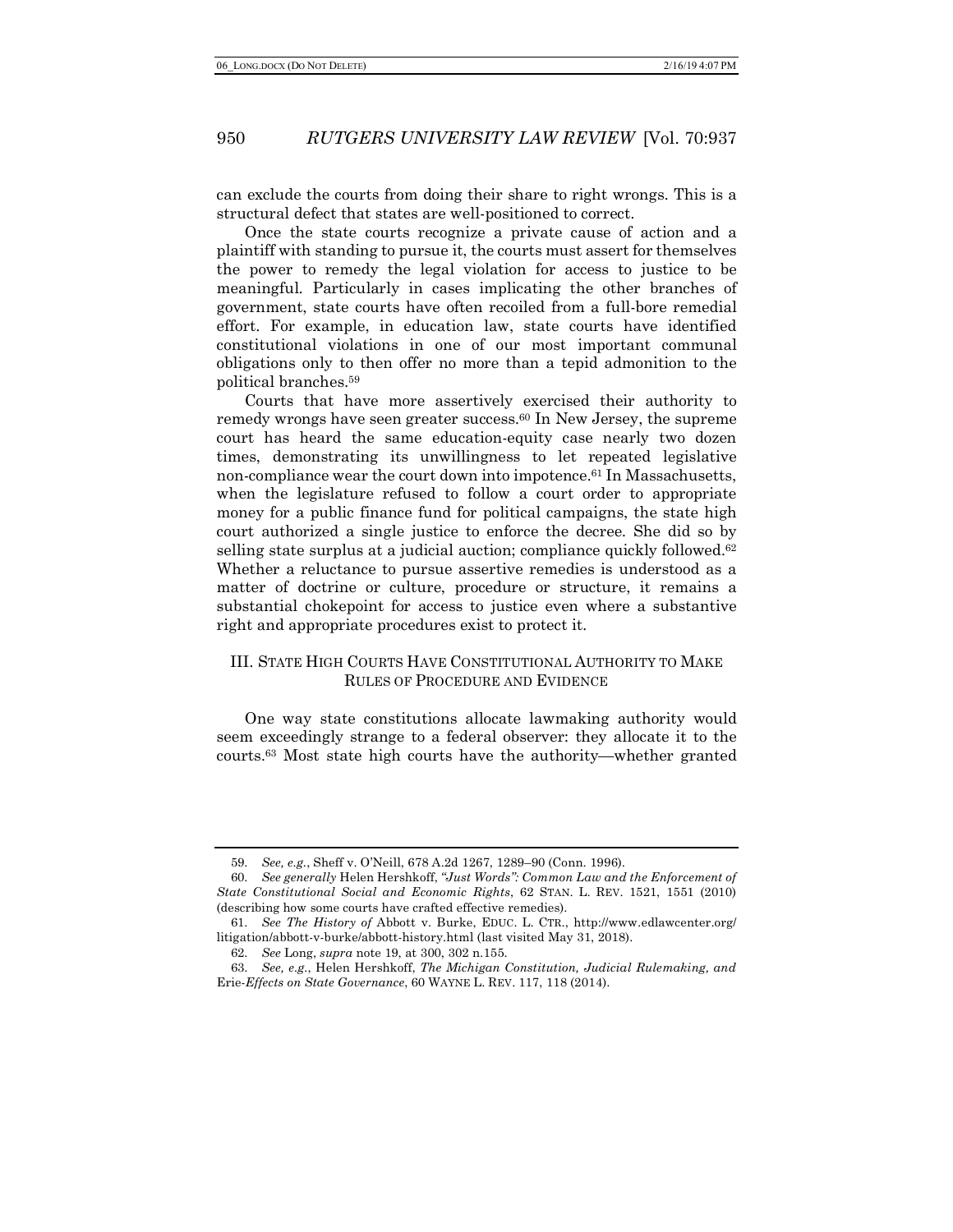can exclude the courts from doing their share to right wrongs. This is a structural defect that states are well-positioned to correct.

Once the state courts recognize a private cause of action and a plaintiff with standing to pursue it, the courts must assert for themselves the power to remedy the legal violation for access to justice to be meaningful. Particularly in cases implicating the other branches of government, state courts have often recoiled from a full-bore remedial effort. For example, in education law, state courts have identified constitutional violations in one of our most important communal obligations only to then offer no more than a tepid admonition to the political branches.[59]

Courts that have more assertively exercised their authority to remedy wrongs have seen greater success.[60] In New Jersey, the supreme court has heard the same education-equity case nearly two dozen times, demonstrating its unwillingness to let repeated legislative non-compliance wear the court down into impotence.[61] In Massachusetts, when the legislature refused to follow a court order to appropriate money for a public finance fund for political campaigns, the state high court authorized a single justice to enforce the decree. She did so by selling state surplus at a judicial auction; compliance quickly followed.[62] Whether a reluctance to pursue assertive remedies is understood as a matter of doctrine or culture, procedure or structure, it remains a substantial chokepoint for access to justice even where a substantive right and appropriate procedures exist to protect it.

## III. STATE HIGH COURTS HAVE CONSTITUTIONAL AUTHORITY TO MAKE RULES OF PROCEDURE AND EVIDENCE

One way state constitutions allocate lawmaking authority would seem exceedingly strange to a federal observer: they allocate it to the courts.[63] Most state high courts have the authority—whether granted

---

59. *See, e.g.*, Sheff v. O'Neill, 678 A.2d 1267, 1289–90 (Conn. 1996).

60. *See generally* Helen Hershkoff, *"Just Words": Common Law and the Enforcement of State Constitutional Social and Economic Rights*, 62 STAN. L. REV. 1521, 1551 (2010) (describing how some courts have crafted effective remedies).

61. *See The History of* Abbott v. Burke, EDUC. L. CTR., http://www.edlawcenter.org/litigation/abbott-v-burke/abbott-history.html (last visited May 31, 2018).

62. *See* Long, *supra* note 19, at 300, 302 n.155.

63. *See, e.g.*, Helen Hershkoff, *The Michigan Constitution, Judicial Rulemaking, and* Erie*-Effects on State Governance*, 60 WAYNE L. REV. 117, 118 (2014).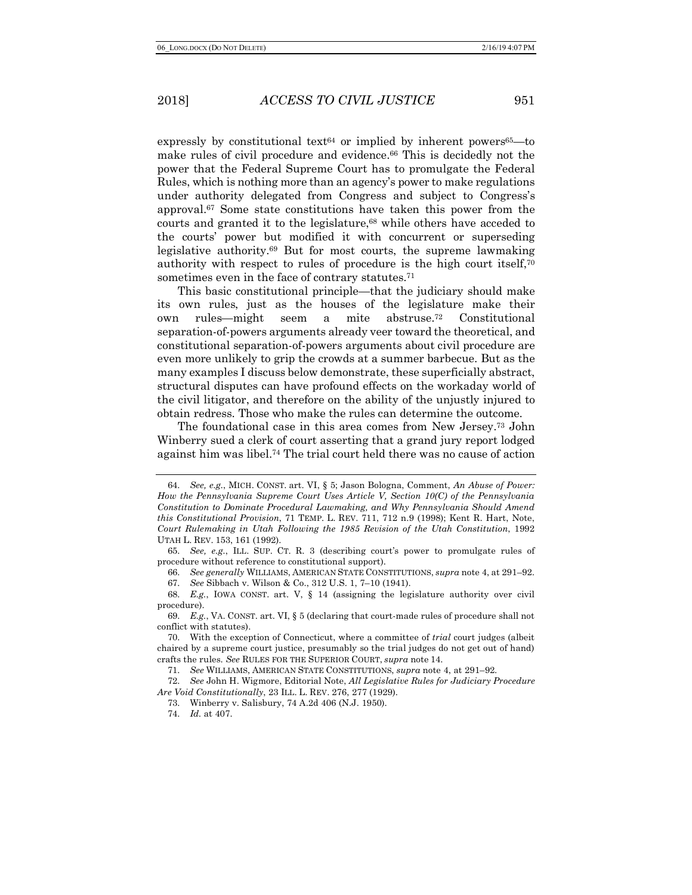expressly by constitutional text[64] or implied by inherent powers[65]—to make rules of civil procedure and evidence.[66] This is decidedly not the power that the Federal Supreme Court has to promulgate the Federal Rules, which is nothing more than an agency's power to make regulations under authority delegated from Congress and subject to Congress's approval.[67] Some state constitutions have taken this power from the courts and granted it to the legislature,[68] while others have acceded to the courts' power but modified it with concurrent or superseding legislative authority.[69] But for most courts, the supreme lawmaking authority with respect to rules of procedure is the high court itself,[70] sometimes even in the face of contrary statutes.[71]

This basic constitutional principle—that the judiciary should make its own rules, just as the houses of the legislature make their own rules—might seem a mite abstruse.[72] Constitutional separation-of-powers arguments already veer toward the theoretical, and constitutional separation-of-powers arguments about civil procedure are even more unlikely to grip the crowds at a summer barbecue. But as the many examples I discuss below demonstrate, these superficially abstract, structural disputes can have profound effects on the workaday world of the civil litigator, and therefore on the ability of the unjustly injured to obtain redress. Those who make the rules can determine the outcome.

The foundational case in this area comes from New Jersey.[73] John Winberry sued a clerk of court asserting that a grand jury report lodged against him was libel.[74] The trial court held there was no cause of action

---

64. *See, e.g.*, MICH. CONST. art. VI, § 5; Jason Bologna, Comment, *An Abuse of Power: How the Pennsylvania Supreme Court Uses Article V, Section 10(C) of the Pennsylvania Constitution to Dominate Procedural Lawmaking, and Why Pennsylvania Should Amend this Constitutional Provision*, 71 TEMP. L. REV. 711, 712 n.9 (1998); Kent R. Hart, Note, *Court Rulemaking in Utah Following the 1985 Revision of the Utah Constitution*, 1992 UTAH L. REV. 153, 161 (1992).

65. *See, e.g.*, ILL. SUP. CT. R. 3 (describing court's power to promulgate rules of procedure without reference to constitutional support).

66. *See generally* WILLIAMS, AMERICAN STATE CONSTITUTIONS, *supra* note 4, at 291–92.

67. *See* Sibbach v. Wilson & Co., 312 U.S. 1, 7–10 (1941).

68. *E.g.*, IOWA CONST. art. V, § 14 (assigning the legislature authority over civil procedure).

69. *E.g.*, VA. CONST. art. VI, § 5 (declaring that court-made rules of procedure shall not conflict with statutes).

70. With the exception of Connecticut, where a committee of *trial* court judges (albeit chaired by a supreme court justice, presumably so the trial judges do not get out of hand) crafts the rules. *See* RULES FOR THE SUPERIOR COURT, *supra* note 14.

71. *See* WILLIAMS, AMERICAN STATE CONSTITUTIONS, *supra* note 4, at 291–92.

72. *See* John H. Wigmore, Editorial Note, *All Legislative Rules for Judiciary Procedure Are Void Constitutionally*, 23 ILL. L. REV. 276, 277 (1929).

73. Winberry v. Salisbury, 74 A.2d 406 (N.J. 1950).

74. *Id.* at 407.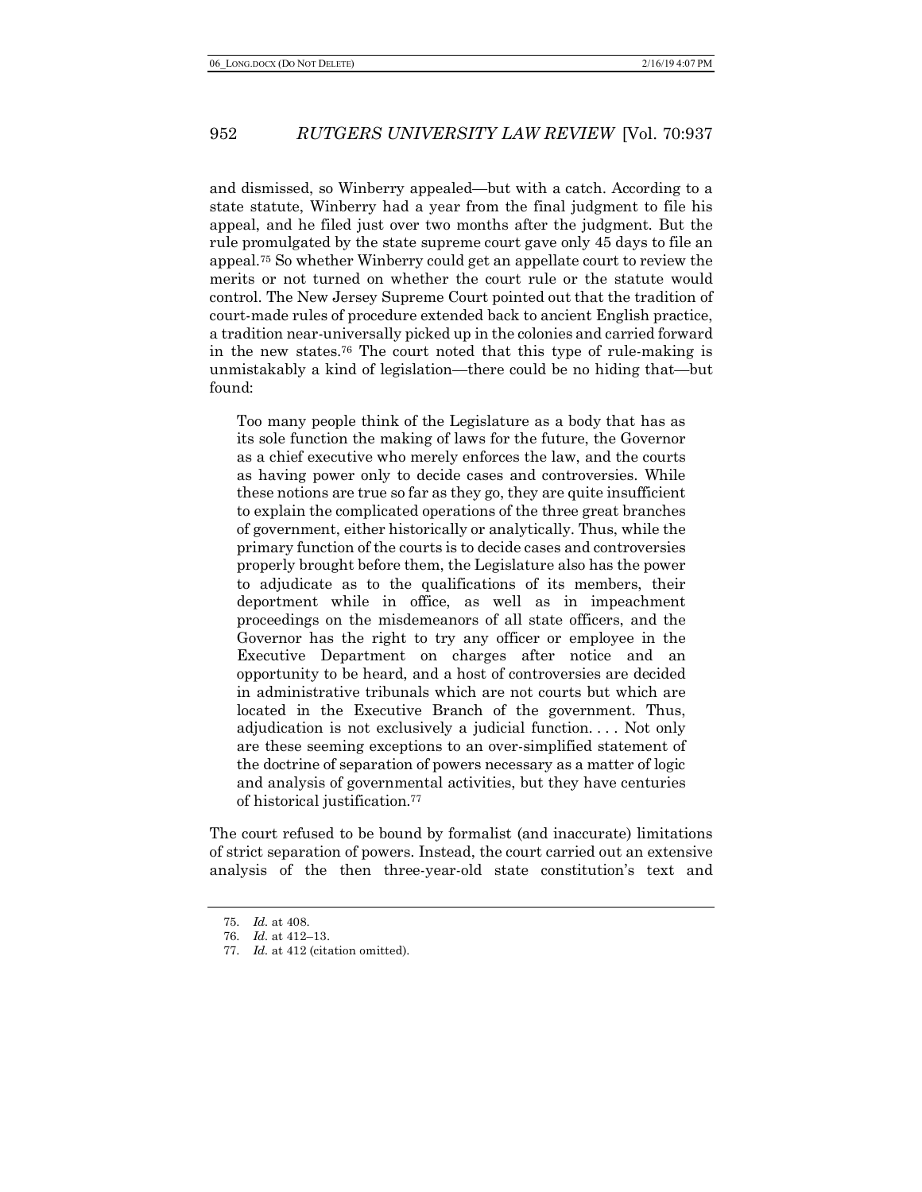and dismissed, so Winberry appealed—but with a catch. According to a state statute, Winberry had a year from the final judgment to file his appeal, and he filed just over two months after the judgment. But the rule promulgated by the state supreme court gave only 45 days to file an appeal.[75] So whether Winberry could get an appellate court to review the merits or not turned on whether the court rule or the statute would control. The New Jersey Supreme Court pointed out that the tradition of court-made rules of procedure extended back to ancient English practice, a tradition near-universally picked up in the colonies and carried forward in the new states.[76] The court noted that this type of rule-making is unmistakably a kind of legislation—there could be no hiding that—but found:

> Too many people think of the Legislature as a body that has as its sole function the making of laws for the future, the Governor as a chief executive who merely enforces the law, and the courts as having power only to decide cases and controversies. While these notions are true so far as they go, they are quite insufficient to explain the complicated operations of the three great branches of government, either historically or analytically. Thus, while the primary function of the courts is to decide cases and controversies properly brought before them, the Legislature also has the power to adjudicate as to the qualifications of its members, their deportment while in office, as well as in impeachment proceedings on the misdemeanors of all state officers, and the Governor has the right to try any officer or employee in the Executive Department on charges after notice and an opportunity to be heard, and a host of controversies are decided in administrative tribunals which are not courts but which are located in the Executive Branch of the government. Thus, adjudication is not exclusively a judicial function. . . . Not only are these seeming exceptions to an over-simplified statement of the doctrine of separation of powers necessary as a matter of logic and analysis of governmental activities, but they have centuries of historical justification.[77]

The court refused to be bound by formalist (and inaccurate) limitations of strict separation of powers. Instead, the court carried out an extensive analysis of the then three-year-old state constitution's text and

75. *Id.* at 408.

76. *Id.* at 412–13.

77. *Id.* at 412 (citation omitted).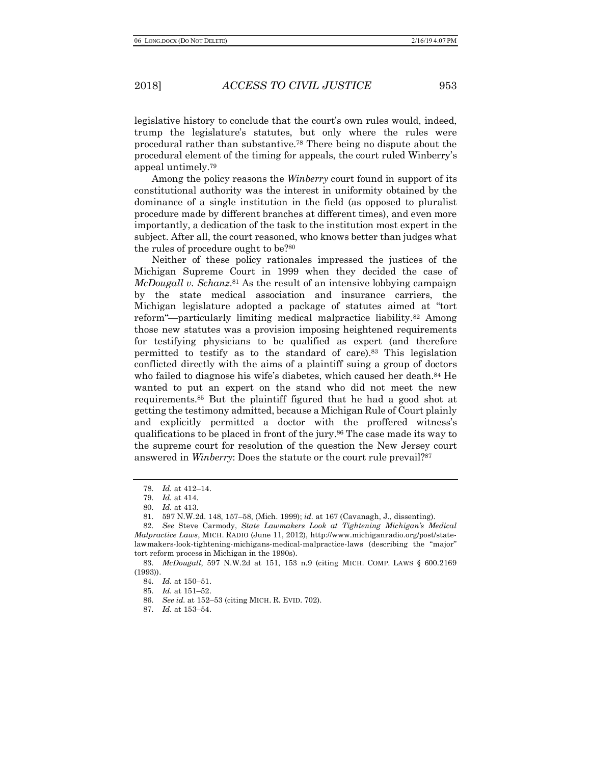legislative history to conclude that the court's own rules would, indeed, trump the legislature's statutes, but only where the rules were procedural rather than substantive.[78] There being no dispute about the procedural element of the timing for appeals, the court ruled Winberry's appeal untimely.[79]

Among the policy reasons the *Winberry* court found in support of its constitutional authority was the interest in uniformity obtained by the dominance of a single institution in the field (as opposed to pluralist procedure made by different branches at different times), and even more importantly, a dedication of the task to the institution most expert in the subject. After all, the court reasoned, who knows better than judges what the rules of procedure ought to be?[80]

Neither of these policy rationales impressed the justices of the Michigan Supreme Court in 1999 when they decided the case of *McDougall v. Schanz*.[81] As the result of an intensive lobbying campaign by the state medical association and insurance carriers, the Michigan legislature adopted a package of statutes aimed at "tort reform"—particularly limiting medical malpractice liability.[82] Among those new statutes was a provision imposing heightened requirements for testifying physicians to be qualified as expert (and therefore permitted to testify as to the standard of care).[83] This legislation conflicted directly with the aims of a plaintiff suing a group of doctors who failed to diagnose his wife's diabetes, which caused her death.[84] He wanted to put an expert on the stand who did not meet the new requirements.[85] But the plaintiff figured that he had a good shot at getting the testimony admitted, because a Michigan Rule of Court plainly and explicitly permitted a doctor with the proffered witness's qualifications to be placed in front of the jury.[86] The case made its way to the supreme court for resolution of the question the New Jersey court answered in *Winberry*: Does the statute or the court rule prevail?[87]

---

78. *Id.* at 412–14.

79. *Id.* at 414.

80. *Id.* at 413.

81. 597 N.W.2d. 148, 157–58, (Mich. 1999); *id.* at 167 (Cavanagh, J., dissenting).

82. *See* Steve Carmody, *State Lawmakers Look at Tightening Michigan's Medical Malpractice Laws*, MICH. RADIO (June 11, 2012), http://www.michiganradio.org/post/state-lawmakers-look-tightening-michigans-medical-malpractice-laws (describing the "major" tort reform process in Michigan in the 1990s).

83. *McDougall*, 597 N.W.2d at 151, 153 n.9 (citing MICH. COMP. LAWS § 600.2169 (1993)).

84. *Id.* at 150–51.

85. *Id.* at 151–52.

86. *See id.* at 152–53 (citing MICH. R. EVID. 702).

87. *Id.* at 153–54.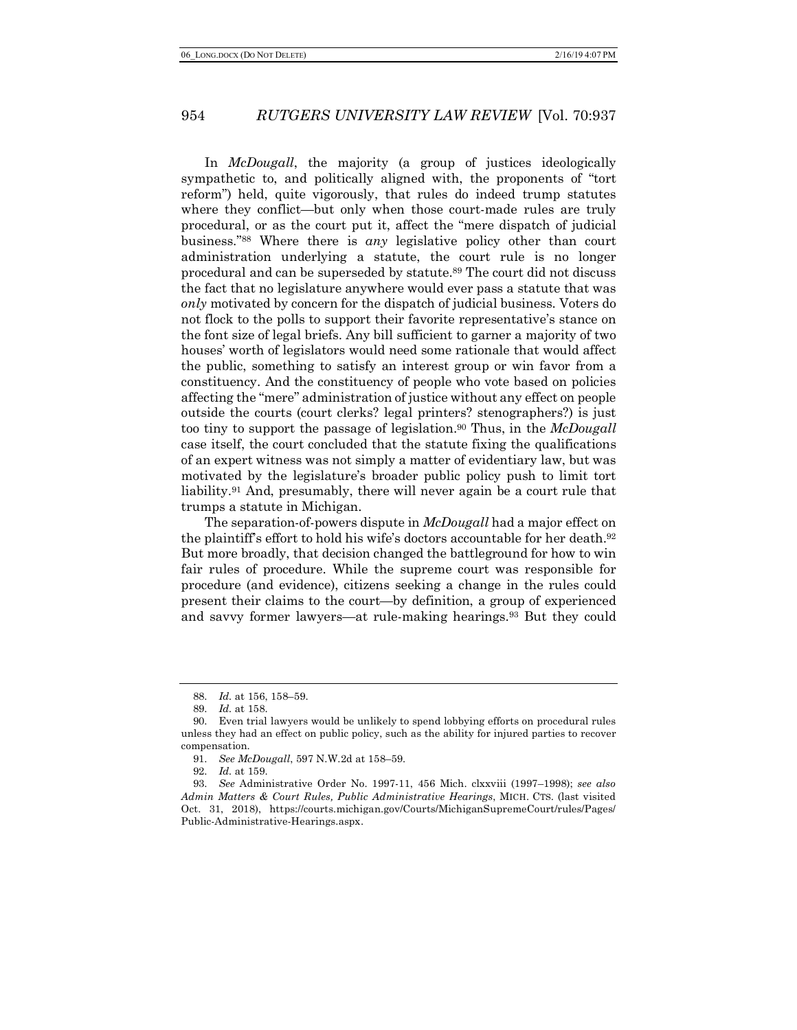In *McDougall*, the majority (a group of justices ideologically sympathetic to, and politically aligned with, the proponents of "tort reform") held, quite vigorously, that rules do indeed trump statutes where they conflict—but only when those court-made rules are truly procedural, or as the court put it, affect the "mere dispatch of judicial business."[88] Where there is *any* legislative policy other than court administration underlying a statute, the court rule is no longer procedural and can be superseded by statute.[89] The court did not discuss the fact that no legislature anywhere would ever pass a statute that was *only* motivated by concern for the dispatch of judicial business. Voters do not flock to the polls to support their favorite representative's stance on the font size of legal briefs. Any bill sufficient to garner a majority of two houses' worth of legislators would need some rationale that would affect the public, something to satisfy an interest group or win favor from a constituency. And the constituency of people who vote based on policies affecting the "mere" administration of justice without any effect on people outside the courts (court clerks? legal printers? stenographers?) is just too tiny to support the passage of legislation.[90] Thus, in the *McDougall* case itself, the court concluded that the statute fixing the qualifications of an expert witness was not simply a matter of evidentiary law, but was motivated by the legislature's broader public policy push to limit tort liability.[91] And, presumably, there will never again be a court rule that trumps a statute in Michigan.

The separation-of-powers dispute in *McDougall* had a major effect on the plaintiff's effort to hold his wife's doctors accountable for her death.[92] But more broadly, that decision changed the battleground for how to win fair rules of procedure. While the supreme court was responsible for procedure (and evidence), citizens seeking a change in the rules could present their claims to the court—by definition, a group of experienced and savvy former lawyers—at rule-making hearings.[93] But they could

---

88. *Id.* at 156, 158–59.

89. *Id.* at 158.

90. Even trial lawyers would be unlikely to spend lobbying efforts on procedural rules unless they had an effect on public policy, such as the ability for injured parties to recover compensation.

91. *See McDougall*, 597 N.W.2d at 158–59.

92. *Id.* at 159.

93. *See* Administrative Order No. 1997-11, 456 Mich. clxxviii (1997–1998); *see also Admin Matters & Court Rules, Public Administrative Hearings*, MICH. CTS. (last visited Oct. 31, 2018), https://courts.michigan.gov/Courts/MichiganSupremeCourt/rules/Pages/Public-Administrative-Hearings.aspx.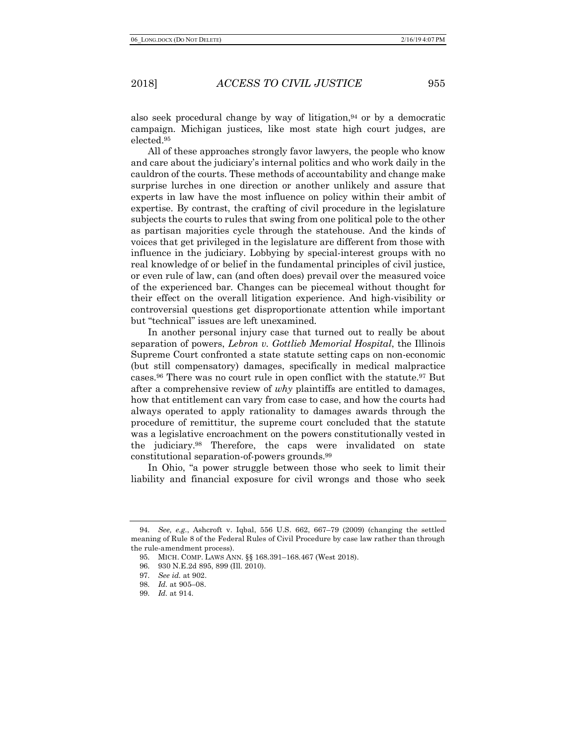also seek procedural change by way of litigation,[94] or by a democratic campaign. Michigan justices, like most state high court judges, are elected.[95]

All of these approaches strongly favor lawyers, the people who know and care about the judiciary's internal politics and who work daily in the cauldron of the courts. These methods of accountability and change make surprise lurches in one direction or another unlikely and assure that experts in law have the most influence on policy within their ambit of expertise. By contrast, the crafting of civil procedure in the legislature subjects the courts to rules that swing from one political pole to the other as partisan majorities cycle through the statehouse. And the kinds of voices that get privileged in the legislature are different from those with influence in the judiciary. Lobbying by special-interest groups with no real knowledge of or belief in the fundamental principles of civil justice, or even rule of law, can (and often does) prevail over the measured voice of the experienced bar. Changes can be piecemeal without thought for their effect on the overall litigation experience. And high-visibility or controversial questions get disproportionate attention while important but "technical" issues are left unexamined.

In another personal injury case that turned out to really be about separation of powers, *Lebron v. Gottlieb Memorial Hospital*, the Illinois Supreme Court confronted a state statute setting caps on non-economic (but still compensatory) damages, specifically in medical malpractice cases.[96] There was no court rule in open conflict with the statute.[97] But after a comprehensive review of *why* plaintiffs are entitled to damages, how that entitlement can vary from case to case, and how the courts had always operated to apply rationality to damages awards through the procedure of remittitur, the supreme court concluded that the statute was a legislative encroachment on the powers constitutionally vested in the judiciary.[98] Therefore, the caps were invalidated on state constitutional separation-of-powers grounds.[99]

In Ohio, "a power struggle between those who seek to limit their liability and financial exposure for civil wrongs and those who seek

---

94. *See, e.g.*, Ashcroft v. Iqbal, 556 U.S. 662, 667–79 (2009) (changing the settled meaning of Rule 8 of the Federal Rules of Civil Procedure by case law rather than through the rule-amendment process).

95. MICH. COMP. LAWS ANN. §§ 168.391–168.467 (West 2018).

96. 930 N.E.2d 895, 899 (Ill. 2010).

97. *See id.* at 902.

98. *Id.* at 905–08.

99. *Id.* at 914.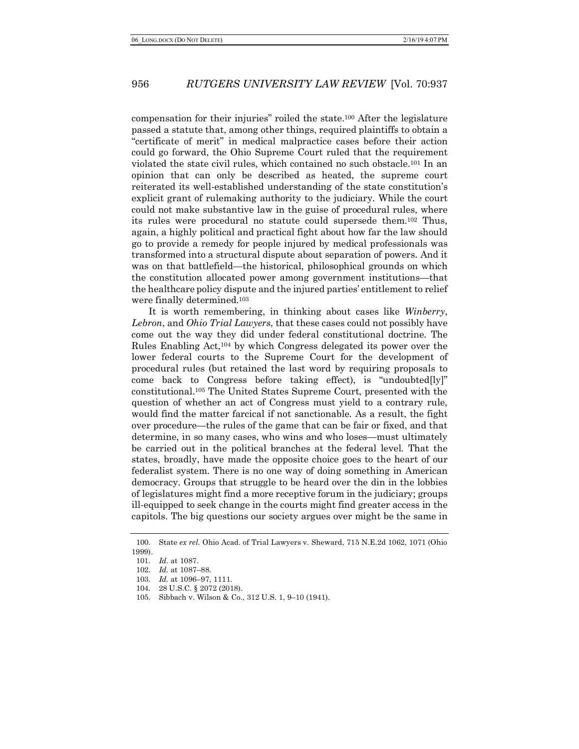compensation for their injuries" roiled the state.[100] After the legislature passed a statute that, among other things, required plaintiffs to obtain a "certificate of merit" in medical malpractice cases before their action could go forward, the Ohio Supreme Court ruled that the requirement violated the state civil rules, which contained no such obstacle.[101] In an opinion that can only be described as heated, the supreme court reiterated its well-established understanding of the state constitution's explicit grant of rulemaking authority to the judiciary. While the court could not make substantive law in the guise of procedural rules, where its rules were procedural no statute could supersede them.[102] Thus, again, a highly political and practical fight about how far the law should go to provide a remedy for people injured by medical professionals was transformed into a structural dispute about separation of powers. And it was on that battlefield—the historical, philosophical grounds on which the constitution allocated power among government institutions—that the healthcare policy dispute and the injured parties' entitlement to relief were finally determined.[103]

It is worth remembering, in thinking about cases like *Winberry*, *Lebron*, and *Ohio Trial Lawyers*, that these cases could not possibly have come out the way they did under federal constitutional doctrine. The Rules Enabling Act,[104] by which Congress delegated its power over the lower federal courts to the Supreme Court for the development of procedural rules (but retained the last word by requiring proposals to come back to Congress before taking effect), is "undoubted[ly]" constitutional.[105] The United States Supreme Court, presented with the question of whether an act of Congress must yield to a contrary rule, would find the matter farcical if not sanctionable. As a result, the fight over procedure—the rules of the game that can be fair or fixed, and that determine, in so many cases, who wins and who loses—must ultimately be carried out in the political branches at the federal level. That the states, broadly, have made the opposite choice goes to the heart of our federalist system. There is no one way of doing something in American democracy. Groups that struggle to be heard over the din in the lobbies of legislatures might find a more receptive forum in the judiciary; groups ill-equipped to seek change in the courts might find greater access in the capitols. The big questions our society argues over might be the same in

100. State *ex rel.* Ohio Acad. of Trial Lawyers v. Sheward, 715 N.E.2d 1062, 1071 (Ohio 1999).

101. *Id.* at 1087.

102. *Id.* at 1087–88.

103. *Id.* at 1096–97, 1111.

104. 28 U.S.C. § 2072 (2018).

105. Sibbach v. Wilson & Co., 312 U.S. 1, 9–10 (1941).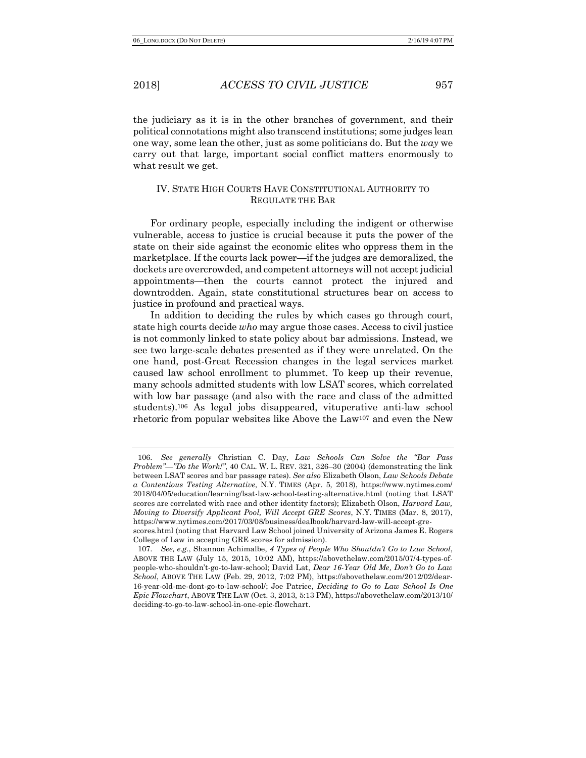the judiciary as it is in the other branches of government, and their political connotations might also transcend institutions; some judges lean one way, some lean the other, just as some politicians do. But the *way* we carry out that large, important social conflict matters enormously to what result we get.

## IV. State High Courts Have Constitutional Authority to Regulate the Bar

For ordinary people, especially including the indigent or otherwise vulnerable, access to justice is crucial because it puts the power of the state on their side against the economic elites who oppress them in the marketplace. If the courts lack power—if the judges are demoralized, the dockets are overcrowded, and competent attorneys will not accept judicial appointments—then the courts cannot protect the injured and downtrodden. Again, state constitutional structures bear on access to justice in profound and practical ways.

In addition to deciding the rules by which cases go through court, state high courts decide *who* may argue those cases. Access to civil justice is not commonly linked to state policy about bar admissions. Instead, we see two large-scale debates presented as if they were unrelated. On the one hand, post-Great Recession changes in the legal services market caused law school enrollment to plummet. To keep up their revenue, many schools admitted students with low LSAT scores, which correlated with low bar passage (and also with the race and class of the admitted students).[106] As legal jobs disappeared, vituperative anti-law school rhetoric from popular websites like Above the Law[107] and even the New

---

106. *See generally* Christian C. Day, *Law Schools Can Solve the "Bar Pass Problem"—"Do the Work!"*, 40 CAL. W. L. REV. 321, 326–30 (2004) (demonstrating the link between LSAT scores and bar passage rates). *See also* Elizabeth Olson, *Law Schools Debate a Contentious Testing Alternative*, N.Y. TIMES (Apr. 5, 2018), https://www.nytimes.com/2018/04/05/education/learning/lsat-law-school-testing-alternative.html (noting that LSAT scores are correlated with race and other identity factors); Elizabeth Olson, *Harvard Law, Moving to Diversify Applicant Pool, Will Accept GRE Scores*, N.Y. TIMES (Mar. 8, 2017), https://www.nytimes.com/2017/03/08/business/dealbook/harvard-law-will-accept-gre-scores.html (noting that Harvard Law School joined University of Arizona James E. Rogers College of Law in accepting GRE scores for admission).

107. *See, e.g.*, Shannon Achimalbe, *4 Types of People Who Shouldn't Go to Law School*, ABOVE THE LAW (July 15, 2015, 10:02 AM), https://abovethelaw.com/2015/07/4-types-of-people-who-shouldn't-go-to-law-school; David Lat, *Dear 16-Year Old Me, Don't Go to Law School*, ABOVE THE LAW (Feb. 29, 2012, 7:02 PM), https://abovethelaw.com/2012/02/dear-16-year-old-me-dont-go-to-law-school/; Joe Patrice, *Deciding to Go to Law School Is One Epic Flowchart*, ABOVE THE LAW (Oct. 3, 2013, 5:13 PM), https://abovethelaw.com/2013/10/deciding-to-go-to-law-school-in-one-epic-flowchart.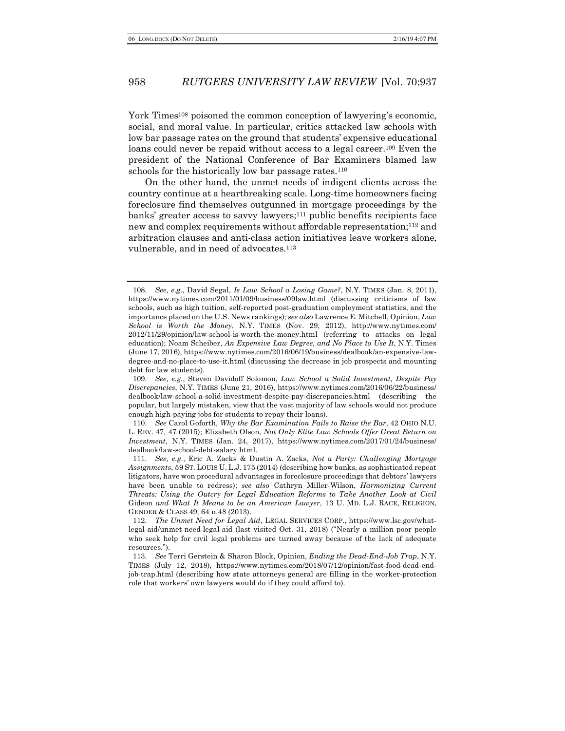York Times[108] poisoned the common conception of lawyering's economic, social, and moral value. In particular, critics attacked law schools with low bar passage rates on the ground that students' expensive educational loans could never be repaid without access to a legal career.[109] Even the president of the National Conference of Bar Examiners blamed law schools for the historically low bar passage rates.[110]

On the other hand, the unmet needs of indigent clients across the country continue at a heartbreaking scale. Long-time homeowners facing foreclosure find themselves outgunned in mortgage proceedings by the banks' greater access to savvy lawyers;[111] public benefits recipients face new and complex requirements without affordable representation;[112] and arbitration clauses and anti-class action initiatives leave workers alone, vulnerable, and in need of advocates.[113]

---

108. *See, e.g.*, David Segal, *Is Law School a Losing Game?*, N.Y. TIMES (Jan. 8, 2011), https://www.nytimes.com/2011/01/09/business/09law.html (discussing criticisms of law schools, such as high tuition, self-reported post-graduation employment statistics, and the importance placed on the U.S. News rankings); *see also* Lawrence E. Mitchell, Opinion, *Law School is Worth the Money*, N.Y. TIMES (Nov. 29, 2012), http://www.nytimes.com/2012/11/29/opinion/law-school-is-worth-the-money.html (referring to attacks on legal education); Noam Scheiber, *An Expensive Law Degree, and No Place to Use It*, N.Y. Times (June 17, 2016), https://www.nytimes.com/2016/06/19/business/dealbook/an-expensive-law-degree-and-no-place-to-use-it.html (discussing the decrease in job prospects and mounting debt for law students).

109. *See, e.g.*, Steven Davidoff Solomon, *Law School a Solid Investment, Despite Pay Discrepancies*, N.Y. TIMES (June 21, 2016), https://www.nytimes.com/2016/06/22/business/dealbook/law-school-a-solid-investment-despite-pay-discrepancies.html (describing the popular, but largely mistaken, view that the vast majority of law schools would not produce enough high-paying jobs for students to repay their loans).

110. *See* Carol Goforth, *Why the Bar Examination Fails to Raise the Bar*, 42 OHIO N.U. L. REV. 47, 47 (2015); Elizabeth Olson, *Not Only Elite Law Schools Offer Great Return on Investment*, N.Y. TIMES (Jan. 24, 2017), https://www.nytimes.com/2017/01/24/business/dealbook/law-school-debt-salary.html.

111. *See, e.g.*, Eric A. Zacks & Dustin A. Zacks, *Not a Party: Challenging Mortgage Assignments*, 59 ST. LOUIS U. L.J. 175 (2014) (describing how banks, as sophisticated repeat litigators, have won procedural advantages in foreclosure proceedings that debtors' lawyers have been unable to redress); *see also* Cathryn Miller-Wilson, *Harmonizing Current Threats: Using the Outcry for Legal Education Reforms to Take Another Look at Civil* Gideon *and What It Means to be an American Lawyer*, 13 U. MD. L.J. RACE, RELIGION, GENDER & CLASS 49, 64 n.48 (2013).

112. *The Unmet Need for Legal Aid*, LEGAL SERVICES CORP., https://www.lsc.gov/what-legal-aid/unmet-need-legal-aid (last visited Oct. 31, 2018) ("Nearly a million poor people who seek help for civil legal problems are turned away because of the lack of adequate resources.").

113. *See* Terri Gerstein & Sharon Block, Opinion, *Ending the Dead-End-Job Trap*, N.Y. TIMES (July 12, 2018), https://www.nytimes.com/2018/07/12/opinion/fast-food-dead-end-job-trap.html (describing how state attorneys general are filling in the worker-protection role that workers' own lawyers would do if they could afford to).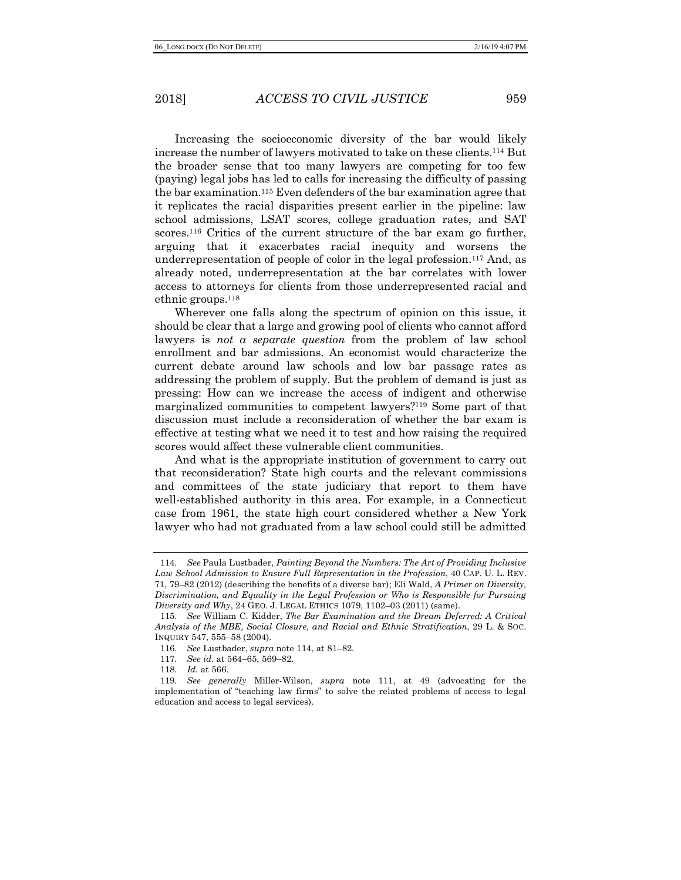Increasing the socioeconomic diversity of the bar would likely increase the number of lawyers motivated to take on these clients.[114] But the broader sense that too many lawyers are competing for too few (paying) legal jobs has led to calls for increasing the difficulty of passing the bar examination.[115] Even defenders of the bar examination agree that it replicates the racial disparities present earlier in the pipeline: law school admissions, LSAT scores, college graduation rates, and SAT scores.[116] Critics of the current structure of the bar exam go further, arguing that it exacerbates racial inequity and worsens the underrepresentation of people of color in the legal profession.[117] And, as already noted, underrepresentation at the bar correlates with lower access to attorneys for clients from those underrepresented racial and ethnic groups.[118]

Wherever one falls along the spectrum of opinion on this issue, it should be clear that a large and growing pool of clients who cannot afford lawyers is *not a separate question* from the problem of law school enrollment and bar admissions. An economist would characterize the current debate around law schools and low bar passage rates as addressing the problem of supply. But the problem of demand is just as pressing: How can we increase the access of indigent and otherwise marginalized communities to competent lawyers?[119] Some part of that discussion must include a reconsideration of whether the bar exam is effective at testing what we need it to test and how raising the required scores would affect these vulnerable client communities.

And what is the appropriate institution of government to carry out that reconsideration? State high courts and the relevant commissions and committees of the state judiciary that report to them have well-established authority in this area. For example, in a Connecticut case from 1961, the state high court considered whether a New York lawyer who had not graduated from a law school could still be admitted

---

114. *See* Paula Lustbader, *Painting Beyond the Numbers: The Art of Providing Inclusive Law School Admission to Ensure Full Representation in the Profession*, 40 CAP. U. L. REV. 71, 79–82 (2012) (describing the benefits of a diverse bar); Eli Wald, *A Primer on Diversity, Discrimination, and Equality in the Legal Profession or Who is Responsible for Pursuing Diversity and Why*, 24 GEO. J. LEGAL ETHICS 1079, 1102–03 (2011) (same).

115. *See* William C. Kidder, *The Bar Examination and the Dream Deferred: A Critical Analysis of the MBE, Social Closure, and Racial and Ethnic Stratification*, 29 L. & SOC. INQUIRY 547, 555–58 (2004).

116. *See* Lustbader, *supra* note 114, at 81–82.

117. *See id.* at 564–65, 569–82.

118. *Id.* at 566.

119. *See generally* Miller-Wilson, *supra* note 111, at 49 (advocating for the implementation of "teaching law firms" to solve the related problems of access to legal education and access to legal services).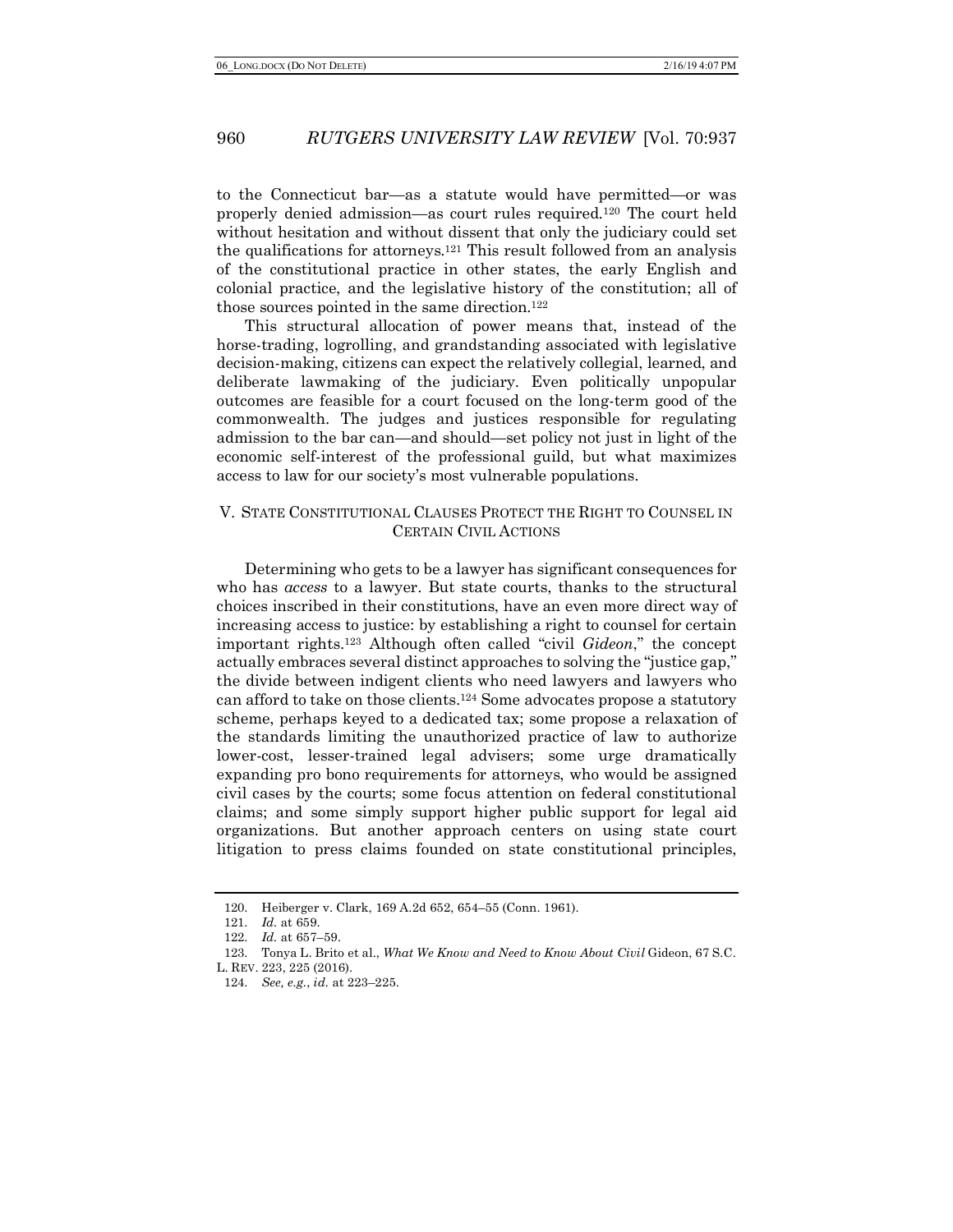to the Connecticut bar—as a statute would have permitted—or was properly denied admission—as court rules required.[120] The court held without hesitation and without dissent that only the judiciary could set the qualifications for attorneys.[121] This result followed from an analysis of the constitutional practice in other states, the early English and colonial practice, and the legislative history of the constitution; all of those sources pointed in the same direction.[122]

This structural allocation of power means that, instead of the horse-trading, logrolling, and grandstanding associated with legislative decision-making, citizens can expect the relatively collegial, learned, and deliberate lawmaking of the judiciary. Even politically unpopular outcomes are feasible for a court focused on the long-term good of the commonwealth. The judges and justices responsible for regulating admission to the bar can—and should—set policy not just in light of the economic self-interest of the professional guild, but what maximizes access to law for our society's most vulnerable populations.

## V. STATE CONSTITUTIONAL CLAUSES PROTECT THE RIGHT TO COUNSEL IN CERTAIN CIVIL ACTIONS

Determining who gets to be a lawyer has significant consequences for who has *access* to a lawyer. But state courts, thanks to the structural choices inscribed in their constitutions, have an even more direct way of increasing access to justice: by establishing a right to counsel for certain important rights.[123] Although often called "civil *Gideon*," the concept actually embraces several distinct approaches to solving the "justice gap," the divide between indigent clients who need lawyers and lawyers who can afford to take on those clients.[124] Some advocates propose a statutory scheme, perhaps keyed to a dedicated tax; some propose a relaxation of the standards limiting the unauthorized practice of law to authorize lower-cost, lesser-trained legal advisers; some urge dramatically expanding pro bono requirements for attorneys, who would be assigned civil cases by the courts; some focus attention on federal constitutional claims; and some simply support higher public support for legal aid organizations. But another approach centers on using state court litigation to press claims founded on state constitutional principles,

120. Heiberger v. Clark, 169 A.2d 652, 654–55 (Conn. 1961).

121. *Id.* at 659.

122. *Id.* at 657–59.

123. Tonya L. Brito et al., *What We Know and Need to Know About Civil* Gideon, 67 S.C. L. REV. 223, 225 (2016).

124. *See, e.g.*, *id.* at 223–225.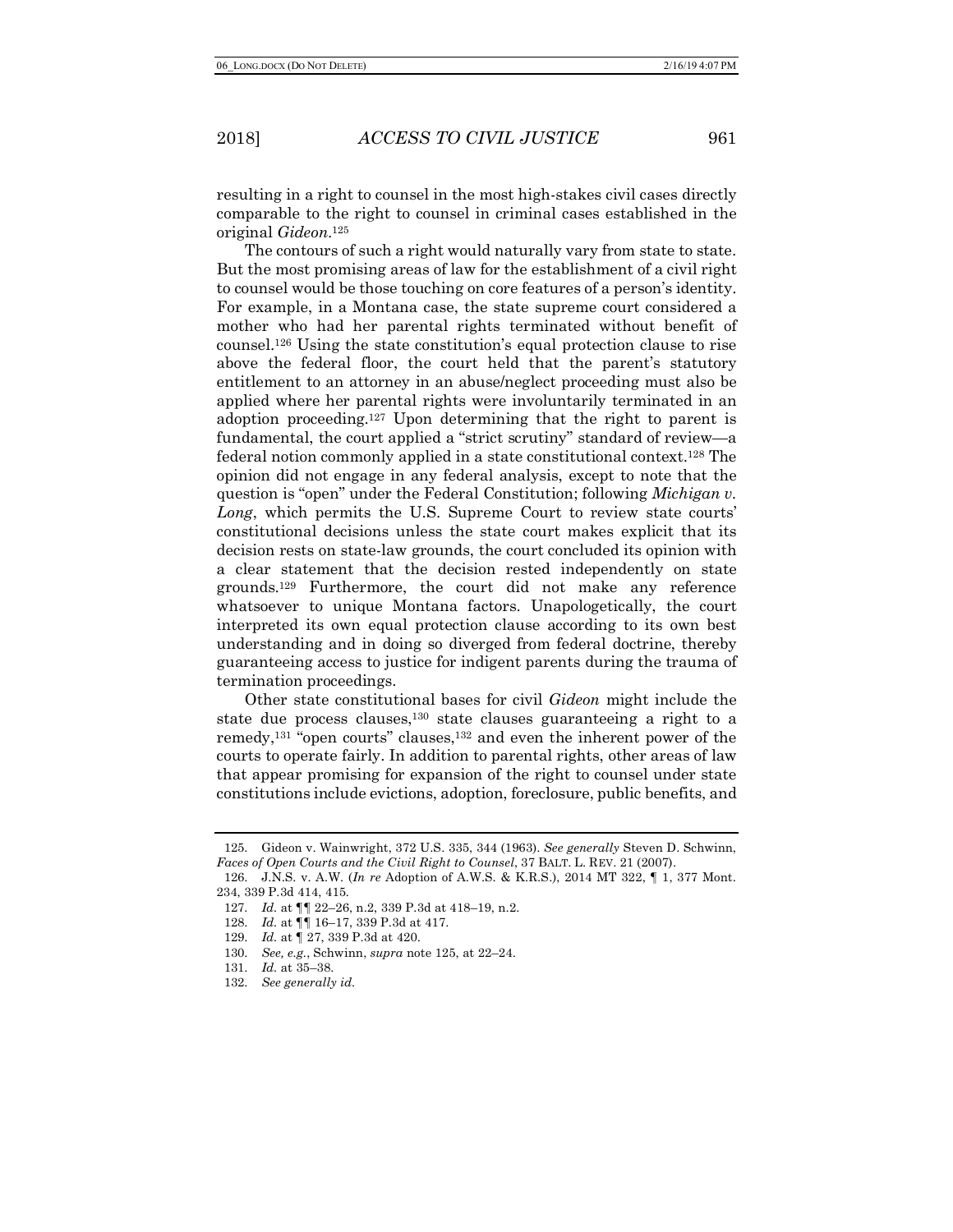resulting in a right to counsel in the most high-stakes civil cases directly comparable to the right to counsel in criminal cases established in the original *Gideon*.[125]

The contours of such a right would naturally vary from state to state. But the most promising areas of law for the establishment of a civil right to counsel would be those touching on core features of a person's identity. For example, in a Montana case, the state supreme court considered a mother who had her parental rights terminated without benefit of counsel.[126] Using the state constitution's equal protection clause to rise above the federal floor, the court held that the parent's statutory entitlement to an attorney in an abuse/neglect proceeding must also be applied where her parental rights were involuntarily terminated in an adoption proceeding.[127] Upon determining that the right to parent is fundamental, the court applied a "strict scrutiny" standard of review—a federal notion commonly applied in a state constitutional context.[128] The opinion did not engage in any federal analysis, except to note that the question is "open" under the Federal Constitution; following *Michigan v. Long*, which permits the U.S. Supreme Court to review state courts' constitutional decisions unless the state court makes explicit that its decision rests on state-law grounds, the court concluded its opinion with a clear statement that the decision rested independently on state grounds.[129] Furthermore, the court did not make any reference whatsoever to unique Montana factors. Unapologetically, the court interpreted its own equal protection clause according to its own best understanding and in doing so diverged from federal doctrine, thereby guaranteeing access to justice for indigent parents during the trauma of termination proceedings.

Other state constitutional bases for civil *Gideon* might include the state due process clauses,[130] state clauses guaranteeing a right to a remedy,[131] "open courts" clauses,[132] and even the inherent power of the courts to operate fairly. In addition to parental rights, other areas of law that appear promising for expansion of the right to counsel under state constitutions include evictions, adoption, foreclosure, public benefits, and

---

125. Gideon v. Wainwright, 372 U.S. 335, 344 (1963). *See generally* Steven D. Schwinn, *Faces of Open Courts and the Civil Right to Counsel*, 37 BALT. L. REV. 21 (2007).

126. J.N.S. v. A.W. (*In re* Adoption of A.W.S. & K.R.S.), 2014 MT 322, ¶ 1, 377 Mont. 234, 339 P.3d 414, 415.

127. *Id.* at ¶¶ 22–26, n.2, 339 P.3d at 418–19, n.2.

128. *Id.* at ¶¶ 16–17, 339 P.3d at 417.

129. *Id.* at ¶ 27, 339 P.3d at 420.

130. *See, e.g.*, Schwinn, *supra* note 125, at 22–24.

131. *Id.* at 35–38.

132. *See generally id.*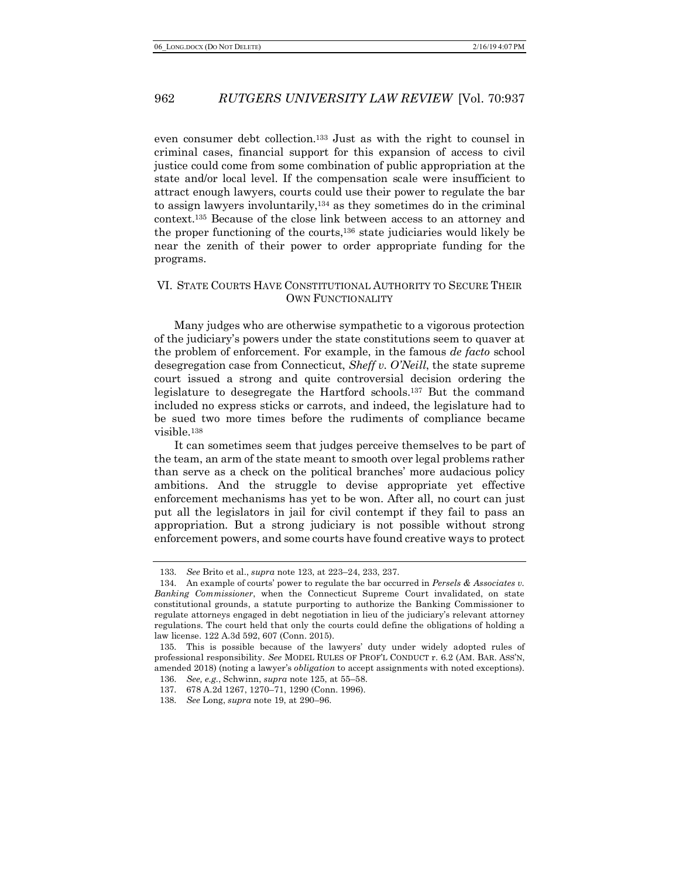even consumer debt collection.[133] Just as with the right to counsel in criminal cases, financial support for this expansion of access to civil justice could come from some combination of public appropriation at the state and/or local level. If the compensation scale were insufficient to attract enough lawyers, courts could use their power to regulate the bar to assign lawyers involuntarily,[134] as they sometimes do in the criminal context.[135] Because of the close link between access to an attorney and the proper functioning of the courts,[136] state judiciaries would likely be near the zenith of their power to order appropriate funding for the programs.

## VI. State Courts Have Constitutional Authority to Secure Their Own Functionality

Many judges who are otherwise sympathetic to a vigorous protection of the judiciary's powers under the state constitutions seem to quaver at the problem of enforcement. For example, in the famous *de facto* school desegregation case from Connecticut, *Sheff v. O'Neill*, the state supreme court issued a strong and quite controversial decision ordering the legislature to desegregate the Hartford schools.[137] But the command included no express sticks or carrots, and indeed, the legislature had to be sued two more times before the rudiments of compliance became visible.[138]

It can sometimes seem that judges perceive themselves to be part of the team, an arm of the state meant to smooth over legal problems rather than serve as a check on the political branches' more audacious policy ambitions. And the struggle to devise appropriate yet effective enforcement mechanisms has yet to be won. After all, no court can just put all the legislators in jail for civil contempt if they fail to pass an appropriation. But a strong judiciary is not possible without strong enforcement powers, and some courts have found creative ways to protect

---

133. *See* Brito et al., *supra* note 123, at 223–24, 233, 237.

134. An example of courts' power to regulate the bar occurred in *Persels & Associates v. Banking Commissioner*, when the Connecticut Supreme Court invalidated, on state constitutional grounds, a statute purporting to authorize the Banking Commissioner to regulate attorneys engaged in debt negotiation in lieu of the judiciary's relevant attorney regulations. The court held that only the courts could define the obligations of holding a law license. 122 A.3d 592, 607 (Conn. 2015).

135. This is possible because of the lawyers' duty under widely adopted rules of professional responsibility. *See* MODEL RULES OF PROF'L CONDUCT r. 6.2 (AM. BAR. ASS'N, amended 2018) (noting a lawyer's *obligation* to accept assignments with noted exceptions).

136. *See, e.g.*, Schwinn, *supra* note 125, at 55–58.

137. 678 A.2d 1267, 1270–71, 1290 (Conn. 1996).

138. *See* Long, *supra* note 19, at 290–96.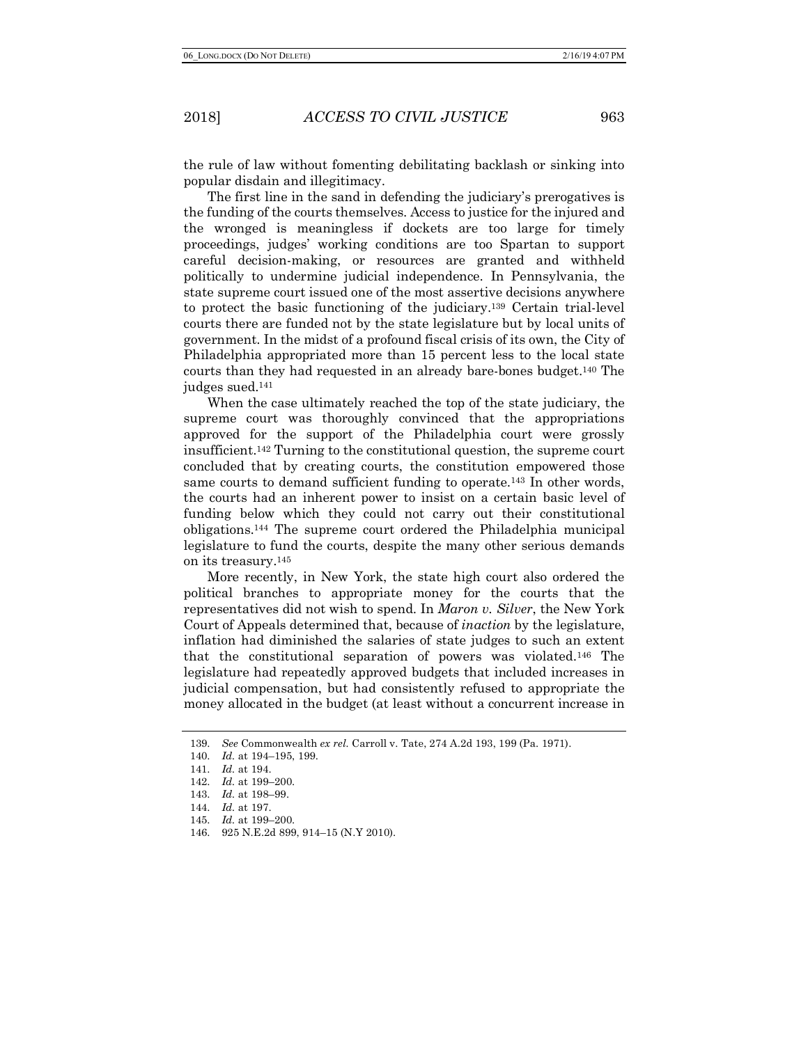the rule of law without fomenting debilitating backlash or sinking into popular disdain and illegitimacy.

The first line in the sand in defending the judiciary's prerogatives is the funding of the courts themselves. Access to justice for the injured and the wronged is meaningless if dockets are too large for timely proceedings, judges' working conditions are too Spartan to support careful decision-making, or resources are granted and withheld politically to undermine judicial independence. In Pennsylvania, the state supreme court issued one of the most assertive decisions anywhere to protect the basic functioning of the judiciary.[139] Certain trial-level courts there are funded not by the state legislature but by local units of government. In the midst of a profound fiscal crisis of its own, the City of Philadelphia appropriated more than 15 percent less to the local state courts than they had requested in an already bare-bones budget.[140] The judges sued.[141]

When the case ultimately reached the top of the state judiciary, the supreme court was thoroughly convinced that the appropriations approved for the support of the Philadelphia court were grossly insufficient.[142] Turning to the constitutional question, the supreme court concluded that by creating courts, the constitution empowered those same courts to demand sufficient funding to operate.[143] In other words, the courts had an inherent power to insist on a certain basic level of funding below which they could not carry out their constitutional obligations.[144] The supreme court ordered the Philadelphia municipal legislature to fund the courts, despite the many other serious demands on its treasury.[145]

More recently, in New York, the state high court also ordered the political branches to appropriate money for the courts that the representatives did not wish to spend. In *Maron v. Silver*, the New York Court of Appeals determined that, because of *inaction* by the legislature, inflation had diminished the salaries of state judges to such an extent that the constitutional separation of powers was violated.[146] The legislature had repeatedly approved budgets that included increases in judicial compensation, but had consistently refused to appropriate the money allocated in the budget (at least without a concurrent increase in

139. *See* Commonwealth *ex rel.* Carroll v. Tate, 274 A.2d 193, 199 (Pa. 1971).

140. *Id.* at 194–195, 199.

141. *Id.* at 194.

142. *Id.* at 199–200.

143. *Id.* at 198–99.

144. *Id.* at 197.

145. *Id.* at 199–200.

146. 925 N.E.2d 899, 914–15 (N.Y 2010).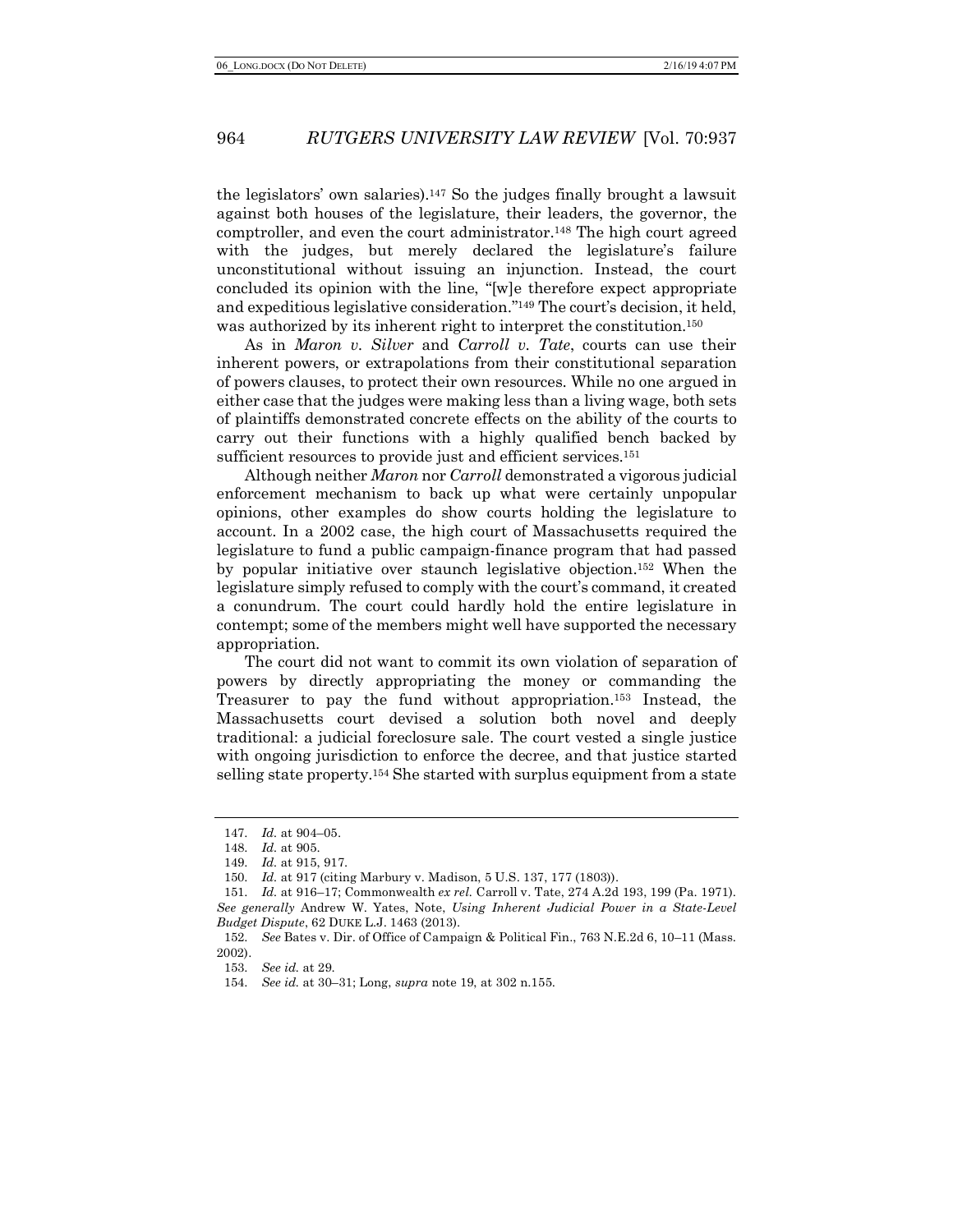the legislators' own salaries).[147] So the judges finally brought a lawsuit against both houses of the legislature, their leaders, the governor, the comptroller, and even the court administrator.[148] The high court agreed with the judges, but merely declared the legislature's failure unconstitutional without issuing an injunction. Instead, the court concluded its opinion with the line, "[w]e therefore expect appropriate and expeditious legislative consideration."[149] The court's decision, it held, was authorized by its inherent right to interpret the constitution.[150]

As in *Maron v. Silver* and *Carroll v. Tate*, courts can use their inherent powers, or extrapolations from their constitutional separation of powers clauses, to protect their own resources. While no one argued in either case that the judges were making less than a living wage, both sets of plaintiffs demonstrated concrete effects on the ability of the courts to carry out their functions with a highly qualified bench backed by sufficient resources to provide just and efficient services.[151]

Although neither *Maron* nor *Carroll* demonstrated a vigorous judicial enforcement mechanism to back up what were certainly unpopular opinions, other examples do show courts holding the legislature to account. In a 2002 case, the high court of Massachusetts required the legislature to fund a public campaign-finance program that had passed by popular initiative over staunch legislative objection.[152] When the legislature simply refused to comply with the court's command, it created a conundrum. The court could hardly hold the entire legislature in contempt; some of the members might well have supported the necessary appropriation.

The court did not want to commit its own violation of separation of powers by directly appropriating the money or commanding the Treasurer to pay the fund without appropriation.[153] Instead, the Massachusetts court devised a solution both novel and deeply traditional: a judicial foreclosure sale. The court vested a single justice with ongoing jurisdiction to enforce the decree, and that justice started selling state property.[154] She started with surplus equipment from a state

---

147. *Id.* at 904–05.

148. *Id.* at 905.

149. *Id.* at 915, 917.

150. *Id.* at 917 (citing Marbury v. Madison, 5 U.S. 137, 177 (1803)).

151. *Id.* at 916–17; Commonwealth *ex rel.* Carroll v. Tate, 274 A.2d 193, 199 (Pa. 1971). *See generally* Andrew W. Yates, Note, *Using Inherent Judicial Power in a State-Level Budget Dispute*, 62 DUKE L.J. 1463 (2013).

152. *See* Bates v. Dir. of Office of Campaign & Political Fin., 763 N.E.2d 6, 10–11 (Mass. 2002).

153. *See id.* at 29.

154. *See id.* at 30–31; Long, *supra* note 19, at 302 n.155.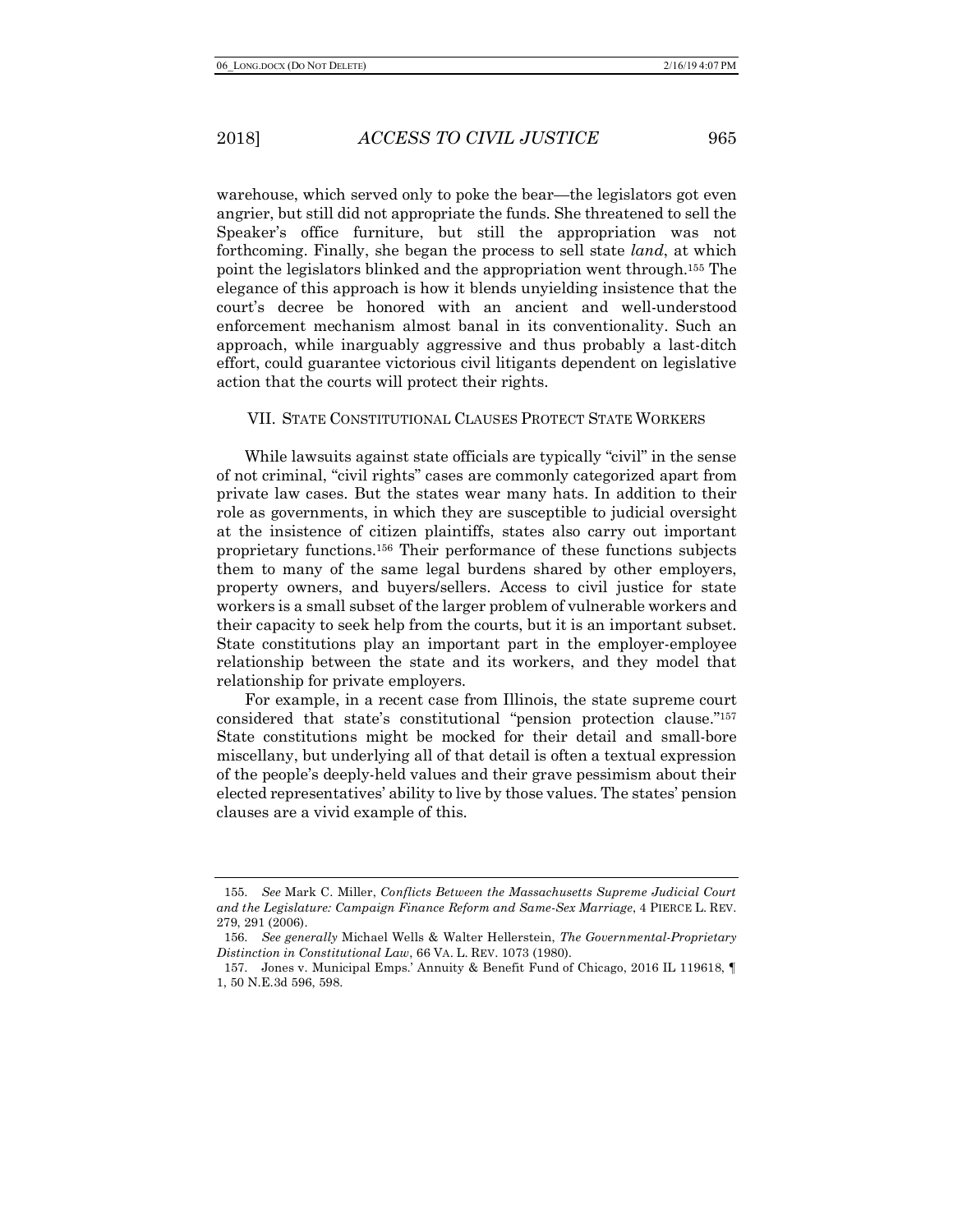warehouse, which served only to poke the bear—the legislators got even angrier, but still did not appropriate the funds. She threatened to sell the Speaker's office furniture, but still the appropriation was not forthcoming. Finally, she began the process to sell state *land*, at which point the legislators blinked and the appropriation went through.[155] The elegance of this approach is how it blends unyielding insistence that the court's decree be honored with an ancient and well-understood enforcement mechanism almost banal in its conventionality. Such an approach, while inarguably aggressive and thus probably a last-ditch effort, could guarantee victorious civil litigants dependent on legislative action that the courts will protect their rights.

## VII. STATE CONSTITUTIONAL CLAUSES PROTECT STATE WORKERS

While lawsuits against state officials are typically "civil" in the sense of not criminal, "civil rights" cases are commonly categorized apart from private law cases. But the states wear many hats. In addition to their role as governments, in which they are susceptible to judicial oversight at the insistence of citizen plaintiffs, states also carry out important proprietary functions.[156] Their performance of these functions subjects them to many of the same legal burdens shared by other employers, property owners, and buyers/sellers. Access to civil justice for state workers is a small subset of the larger problem of vulnerable workers and their capacity to seek help from the courts, but it is an important subset. State constitutions play an important part in the employer-employee relationship between the state and its workers, and they model that relationship for private employers.

For example, in a recent case from Illinois, the state supreme court considered that state's constitutional "pension protection clause."[157] State constitutions might be mocked for their detail and small-bore miscellany, but underlying all of that detail is often a textual expression of the people's deeply-held values and their grave pessimism about their elected representatives' ability to live by those values. The states' pension clauses are a vivid example of this.

---

155. *See* Mark C. Miller, *Conflicts Between the Massachusetts Supreme Judicial Court and the Legislature: Campaign Finance Reform and Same-Sex Marriage*, 4 PIERCE L. REV. 279, 291 (2006).

156. *See generally* Michael Wells & Walter Hellerstein, *The Governmental-Proprietary Distinction in Constitutional Law*, 66 VA. L. REV. 1073 (1980).

157. Jones v. Municipal Emps.' Annuity & Benefit Fund of Chicago, 2016 IL 119618, ¶ 1, 50 N.E.3d 596, 598.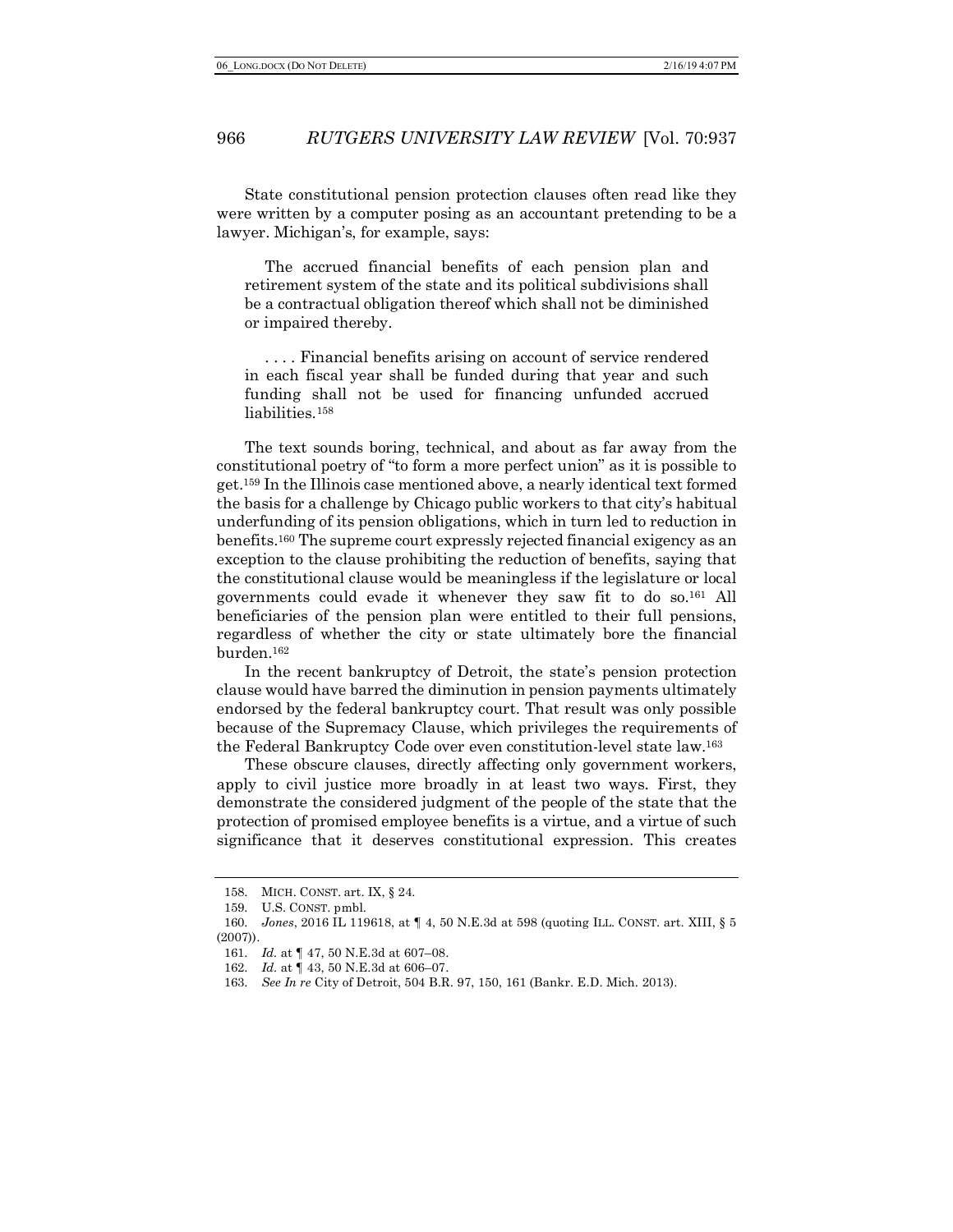State constitutional pension protection clauses often read like they were written by a computer posing as an accountant pretending to be a lawyer. Michigan's, for example, says:

> The accrued financial benefits of each pension plan and retirement system of the state and its political subdivisions shall be a contractual obligation thereof which shall not be diminished or impaired thereby.
>
> . . . . Financial benefits arising on account of service rendered in each fiscal year shall be funded during that year and such funding shall not be used for financing unfunded accrued liabilities.[158]

The text sounds boring, technical, and about as far away from the constitutional poetry of "to form a more perfect union" as it is possible to get.[159] In the Illinois case mentioned above, a nearly identical text formed the basis for a challenge by Chicago public workers to that city's habitual underfunding of its pension obligations, which in turn led to reduction in benefits.[160] The supreme court expressly rejected financial exigency as an exception to the clause prohibiting the reduction of benefits, saying that the constitutional clause would be meaningless if the legislature or local governments could evade it whenever they saw fit to do so.[161] All beneficiaries of the pension plan were entitled to their full pensions, regardless of whether the city or state ultimately bore the financial burden.[162]

In the recent bankruptcy of Detroit, the state's pension protection clause would have barred the diminution in pension payments ultimately endorsed by the federal bankruptcy court. That result was only possible because of the Supremacy Clause, which privileges the requirements of the Federal Bankruptcy Code over even constitution-level state law.[163]

These obscure clauses, directly affecting only government workers, apply to civil justice more broadly in at least two ways. First, they demonstrate the considered judgment of the people of the state that the protection of promised employee benefits is a virtue, and a virtue of such significance that it deserves constitutional expression. This creates

158. MICH. CONST. art. IX, § 24.

159. U.S. CONST. pmbl.

160. *Jones*, 2016 IL 119618, at ¶ 4, 50 N.E.3d at 598 (quoting ILL. CONST. art. XIII, § 5 (2007)).

161. *Id.* at ¶ 47, 50 N.E.3d at 607–08.

162. *Id.* at ¶ 43, 50 N.E.3d at 606–07.

163. *See In re* City of Detroit, 504 B.R. 97, 150, 161 (Bankr. E.D. Mich. 2013).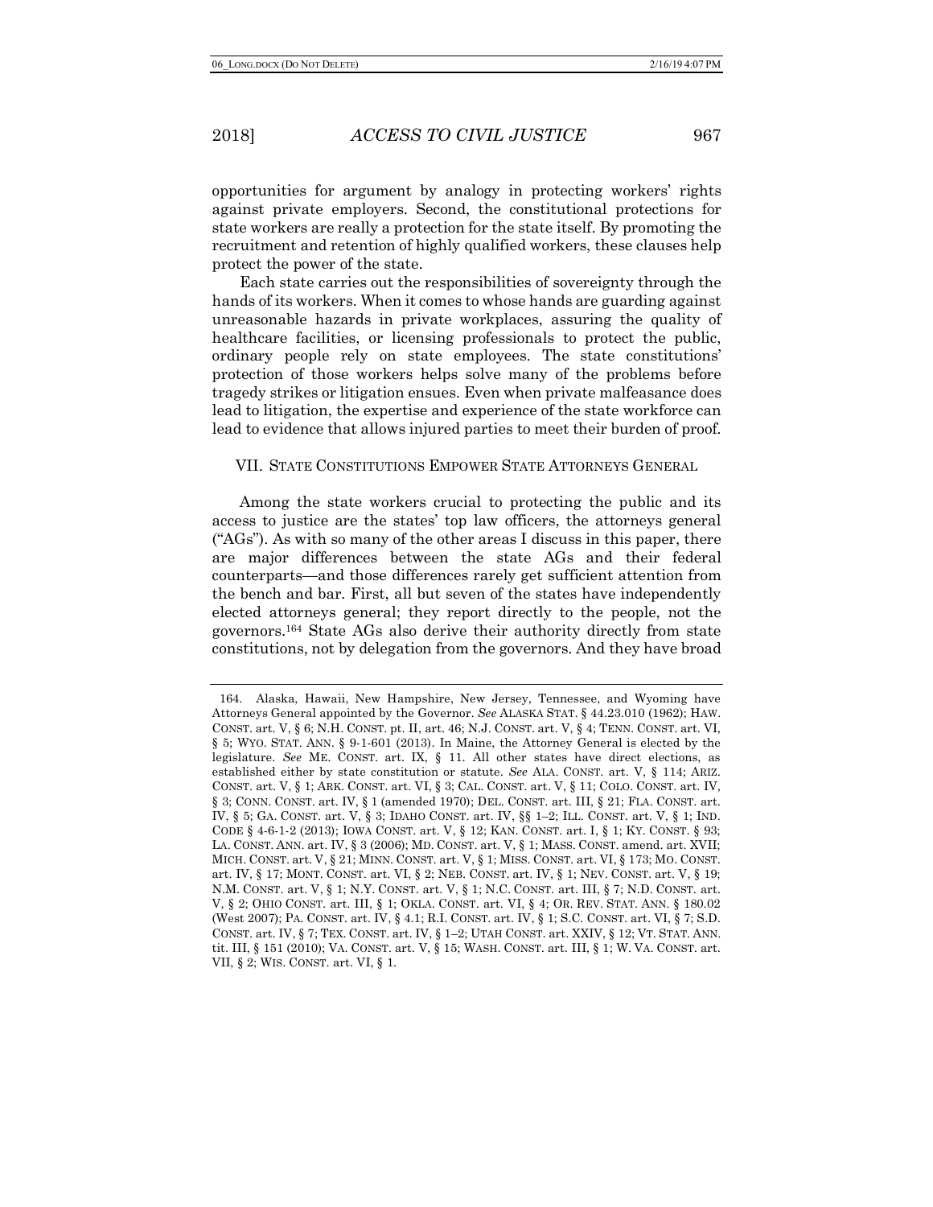opportunities for argument by analogy in protecting workers' rights against private employers. Second, the constitutional protections for state workers are really a protection for the state itself. By promoting the recruitment and retention of highly qualified workers, these clauses help protect the power of the state.

Each state carries out the responsibilities of sovereignty through the hands of its workers. When it comes to whose hands are guarding against unreasonable hazards in private workplaces, assuring the quality of healthcare facilities, or licensing professionals to protect the public, ordinary people rely on state employees. The state constitutions' protection of those workers helps solve many of the problems before tragedy strikes or litigation ensues. Even when private malfeasance does lead to litigation, the expertise and experience of the state workforce can lead to evidence that allows injured parties to meet their burden of proof.

## VII. State Constitutions Empower State Attorneys General

Among the state workers crucial to protecting the public and its access to justice are the states' top law officers, the attorneys general ("AGs"). As with so many of the other areas I discuss in this paper, there are major differences between the state AGs and their federal counterparts—and those differences rarely get sufficient attention from the bench and bar. First, all but seven of the states have independently elected attorneys general; they report directly to the people, not the governors.[164] State AGs also derive their authority directly from state constitutions, not by delegation from the governors. And they have broad

---

164. Alaska, Hawaii, New Hampshire, New Jersey, Tennessee, and Wyoming have Attorneys General appointed by the Governor. *See* Alaska Stat. § 44.23.010 (1962); Haw. Const. art. V, § 6; N.H. Const. pt. II, art. 46; N.J. Const. art. V, § 4; Tenn. Const. art. VI, § 5; Wyo. Stat. Ann. § 9-1-601 (2013). In Maine, the Attorney General is elected by the legislature. *See* Me. Const. art. IX, § 11. All other states have direct elections, as established either by state constitution or statute. *See* Ala. Const. art. V, § 114; Ariz. Const. art. V, § 1; Ark. Const. art. VI, § 3; Cal. Const. art. V, § 11; Colo. Const. art. IV, § 3; Conn. Const. art. IV, § 1 (amended 1970); Del. Const. art. III, § 21; Fla. Const. art. IV, § 5; Ga. Const. art. V, § 3; Idaho Const. art. IV, §§ 1–2; Ill. Const. art. V, § 1; Ind. Code § 4-6-1-2 (2013); Iowa Const. art. V, § 12; Kan. Const. art. I, § 1; Ky. Const. § 93; La. Const. Ann. art. IV, § 3 (2006); Md. Const. art. V, § 1; Mass. Const. amend. art. XVII; Mich. Const. art. V, § 21; Minn. Const. art. V, § 1; Miss. Const. art. VI, § 173; Mo. Const. art. IV, § 17; Mont. Const. art. VI, § 2; Neb. Const. art. IV, § 1; Nev. Const. art. V, § 19; N.M. Const. art. V, § 1; N.Y. Const. art. V, § 1; N.C. Const. art. III, § 7; N.D. Const. art. V, § 2; Ohio Const. art. III, § 1; Okla. Const. art. VI, § 4; Or. Rev. Stat. Ann. § 180.02 (West 2007); Pa. Const. art. IV, § 4.1; R.I. Const. art. IV, § 1; S.C. Const. art. VI, § 7; S.D. Const. art. IV, § 7; Tex. Const. art. IV, § 1–2; Utah Const. art. XXIV, § 12; Vt. Stat. Ann. tit. III, § 151 (2010); Va. Const. art. V, § 15; Wash. Const. art. III, § 1; W. Va. Const. art. VII, § 2; Wis. Const. art. VI, § 1.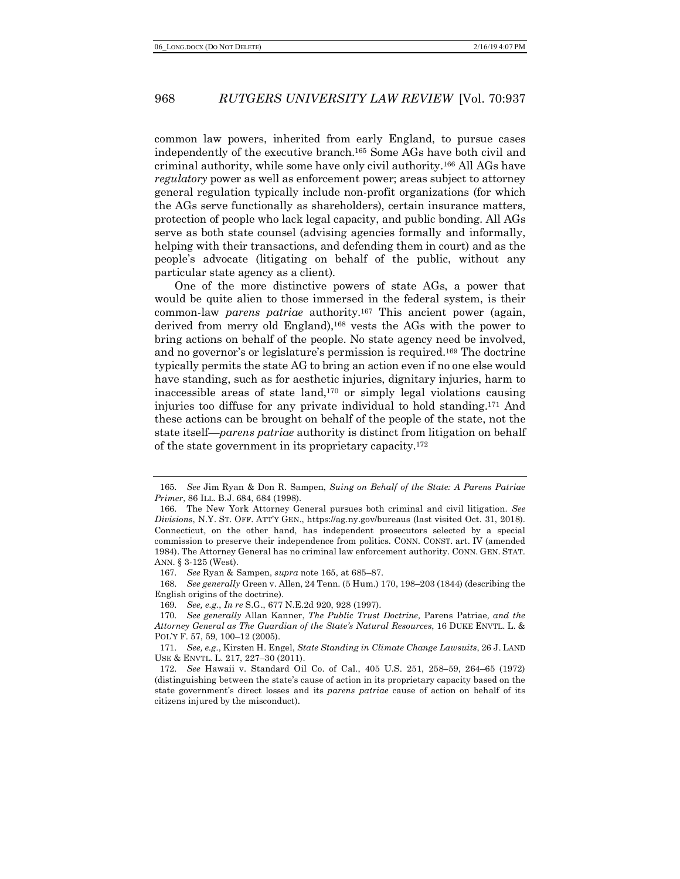common law powers, inherited from early England, to pursue cases independently of the executive branch.[165] Some AGs have both civil and criminal authority, while some have only civil authority.[166] All AGs have *regulatory* power as well as enforcement power; areas subject to attorney general regulation typically include non-profit organizations (for which the AGs serve functionally as shareholders), certain insurance matters, protection of people who lack legal capacity, and public bonding. All AGs serve as both state counsel (advising agencies formally and informally, helping with their transactions, and defending them in court) and as the people's advocate (litigating on behalf of the public, without any particular state agency as a client).

One of the more distinctive powers of state AGs, a power that would be quite alien to those immersed in the federal system, is their common-law *parens patriae* authority.[167] This ancient power (again, derived from merry old England),[168] vests the AGs with the power to bring actions on behalf of the people. No state agency need be involved, and no governor's or legislature's permission is required.[169] The doctrine typically permits the state AG to bring an action even if no one else would have standing, such as for aesthetic injuries, dignitary injuries, harm to inaccessible areas of state land,[170] or simply legal violations causing injuries too diffuse for any private individual to hold standing.[171] And these actions can be brought on behalf of the people of the state, not the state itself—*parens patriae* authority is distinct from litigation on behalf of the state government in its proprietary capacity.[172]

---

165. *See* Jim Ryan & Don R. Sampen, *Suing on Behalf of the State: A Parens Patriae Primer*, 86 ILL. B.J. 684, 684 (1998).

166. The New York Attorney General pursues both criminal and civil litigation. *See Divisions*, N.Y. ST. OFF. ATT'Y GEN., https://ag.ny.gov/bureaus (last visited Oct. 31, 2018). Connecticut, on the other hand, has independent prosecutors selected by a special commission to preserve their independence from politics. CONN. CONST. art. IV (amended 1984). The Attorney General has no criminal law enforcement authority. CONN. GEN. STAT. ANN. § 3-125 (West).

167. *See* Ryan & Sampen, *supra* note 165, at 685–87.

168. *See generally* Green v. Allen, 24 Tenn. (5 Hum.) 170, 198–203 (1844) (describing the English origins of the doctrine).

169. *See, e.g.*, *In re* S.G., 677 N.E.2d 920, 928 (1997).

170. *See generally* Allan Kanner, *The Public Trust Doctrine,* Parens Patriae*, and the Attorney General as The Guardian of the State's Natural Resources*, 16 DUKE ENVTL. L. & POL'Y F. 57, 59, 100–12 (2005).

171. *See, e.g.*, Kirsten H. Engel, *State Standing in Climate Change Lawsuits*, 26 J. LAND USE & ENVTL. L. 217, 227–30 (2011).

172. *See* Hawaii v. Standard Oil Co. of Cal., 405 U.S. 251, 258–59, 264–65 (1972) (distinguishing between the state's cause of action in its proprietary capacity based on the state government's direct losses and its *parens patriae* cause of action on behalf of its citizens injured by the misconduct).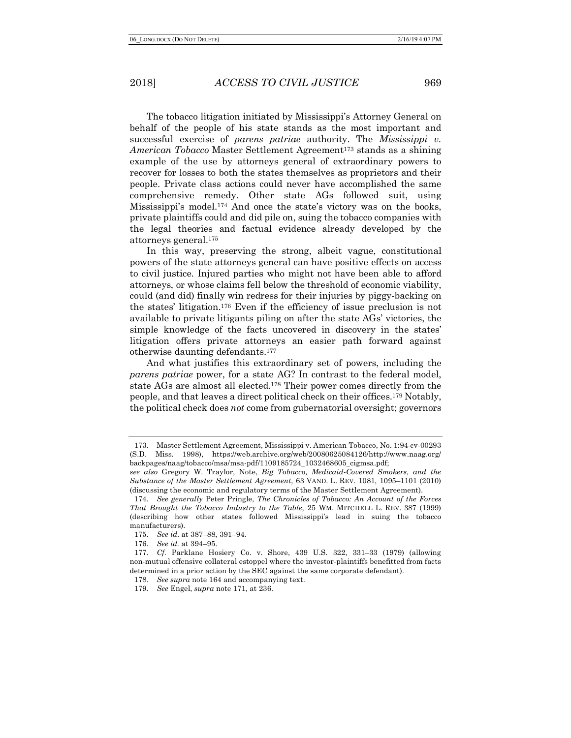The tobacco litigation initiated by Mississippi's Attorney General on behalf of the people of his state stands as the most important and successful exercise of *parens patriae* authority. The *Mississippi v. American Tobacco* Master Settlement Agreement[173] stands as a shining example of the use by attorneys general of extraordinary powers to recover for losses to both the states themselves as proprietors and their people. Private class actions could never have accomplished the same comprehensive remedy. Other state AGs followed suit, using Mississippi's model.[174] And once the state's victory was on the books, private plaintiffs could and did pile on, suing the tobacco companies with the legal theories and factual evidence already developed by the attorneys general.[175]

In this way, preserving the strong, albeit vague, constitutional powers of the state attorneys general can have positive effects on access to civil justice. Injured parties who might not have been able to afford attorneys, or whose claims fell below the threshold of economic viability, could (and did) finally win redress for their injuries by piggy-backing on the states' litigation.[176] Even if the efficiency of issue preclusion is not available to private litigants piling on after the state AGs' victories, the simple knowledge of the facts uncovered in discovery in the states' litigation offers private attorneys an easier path forward against otherwise daunting defendants.[177]

And what justifies this extraordinary set of powers, including the *parens patriae* power, for a state AG? In contrast to the federal model, state AGs are almost all elected.[178] Their power comes directly from the people, and that leaves a direct political check on their offices.[179] Notably, the political check does *not* come from gubernatorial oversight; governors

---

173. Master Settlement Agreement, Mississippi v. American Tobacco, No. 1:94-cv-00293 (S.D. Miss. 1998), https://web.archive.org/web/20080625084126/http://www.naag.org/backpages/naag/tobacco/msa/msa-pdf/1109185724_1032468605_cigmsa.pdf; *see also* Gregory W. Traylor, Note, *Big Tobacco, Medicaid-Covered Smokers, and the Substance of the Master Settlement Agreement*, 63 VAND. L. REV. 1081, 1095–1101 (2010) (discussing the economic and regulatory terms of the Master Settlement Agreement).

174. *See generally* Peter Pringle, *The Chronicles of Tobacco: An Account of the Forces That Brought the Tobacco Industry to the Table*, 25 WM. MITCHELL L. REV. 387 (1999) (describing how other states followed Mississippi's lead in suing the tobacco manufacturers).

175. *See id.* at 387–88, 391–94.

176. *See id.* at 394–95.

177. *Cf.* Parklane Hosiery Co. v. Shore, 439 U.S. 322, 331–33 (1979) (allowing non-mutual offensive collateral estoppel where the investor-plaintiffs benefitted from facts determined in a prior action by the SEC against the same corporate defendant).

178. *See supra* note 164 and accompanying text.

179. *See* Engel, *supra* note 171, at 236.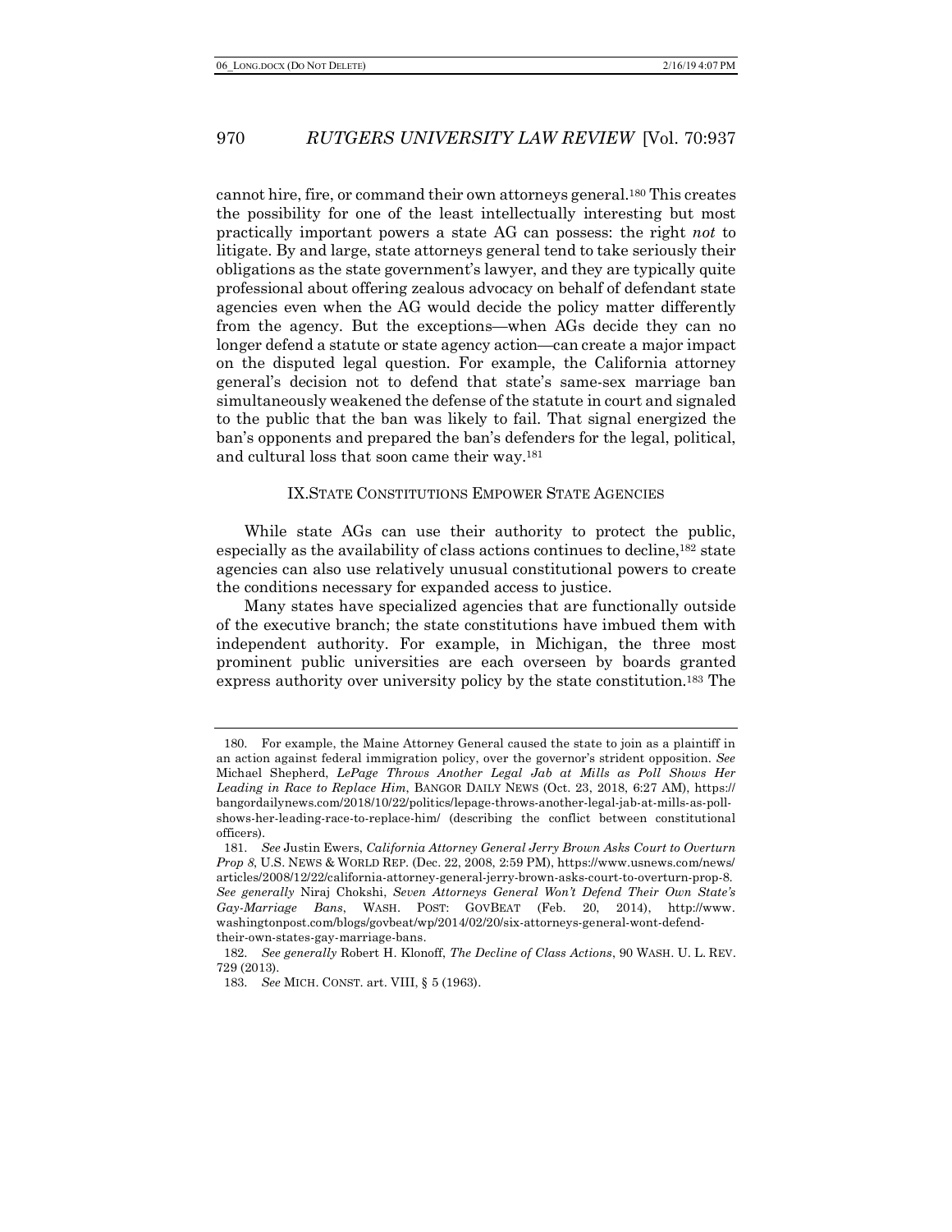cannot hire, fire, or command their own attorneys general.[180] This creates the possibility for one of the least intellectually interesting but most practically important powers a state AG can possess: the right *not* to litigate. By and large, state attorneys general tend to take seriously their obligations as the state government's lawyer, and they are typically quite professional about offering zealous advocacy on behalf of defendant state agencies even when the AG would decide the policy matter differently from the agency. But the exceptions—when AGs decide they can no longer defend a statute or state agency action—can create a major impact on the disputed legal question. For example, the California attorney general's decision not to defend that state's same-sex marriage ban simultaneously weakened the defense of the statute in court and signaled to the public that the ban was likely to fail. That signal energized the ban's opponents and prepared the ban's defenders for the legal, political, and cultural loss that soon came their way.[181]

## IX. STATE CONSTITUTIONS EMPOWER STATE AGENCIES

While state AGs can use their authority to protect the public, especially as the availability of class actions continues to decline,[182] state agencies can also use relatively unusual constitutional powers to create the conditions necessary for expanded access to justice.

Many states have specialized agencies that are functionally outside of the executive branch; the state constitutions have imbued them with independent authority. For example, in Michigan, the three most prominent public universities are each overseen by boards granted express authority over university policy by the state constitution.[183] The

---

180. For example, the Maine Attorney General caused the state to join as a plaintiff in an action against federal immigration policy, over the governor's strident opposition. *See* Michael Shepherd, *LePage Throws Another Legal Jab at Mills as Poll Shows Her Leading in Race to Replace Him*, BANGOR DAILY NEWS (Oct. 23, 2018, 6:27 AM), https://bangordailynews.com/2018/10/22/politics/lepage-throws-another-legal-jab-at-mills-as-poll-shows-her-leading-race-to-replace-him/ (describing the conflict between constitutional officers).

181. *See* Justin Ewers, *California Attorney General Jerry Brown Asks Court to Overturn Prop 8*, U.S. NEWS & WORLD REP. (Dec. 22, 2008, 2:59 PM), https://www.usnews.com/news/articles/2008/12/22/california-attorney-general-jerry-brown-asks-court-to-overturn-prop-8. *See generally* Niraj Chokshi, *Seven Attorneys General Won't Defend Their Own State's Gay-Marriage Bans*, WASH. POST: GOVBEAT (Feb. 20, 2014), http://www.washingtonpost.com/blogs/govbeat/wp/2014/02/20/six-attorneys-general-wont-defend-their-own-states-gay-marriage-bans.

182. *See generally* Robert H. Klonoff, *The Decline of Class Actions*, 90 WASH. U. L. REV. 729 (2013).

183. *See* MICH. CONST. art. VIII, § 5 (1963).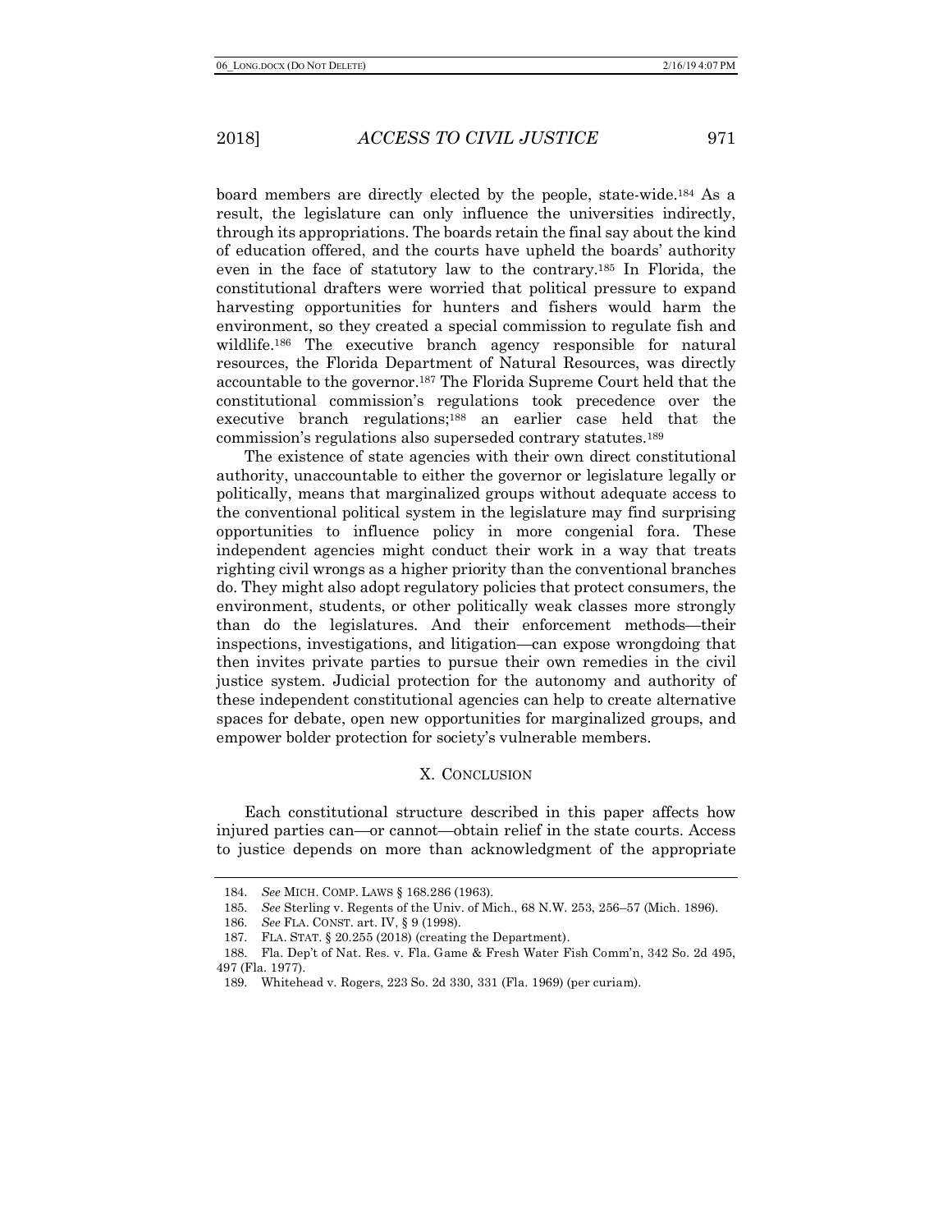board members are directly elected by the people, state-wide.[184] As a result, the legislature can only influence the universities indirectly, through its appropriations. The boards retain the final say about the kind of education offered, and the courts have upheld the boards' authority even in the face of statutory law to the contrary.[185] In Florida, the constitutional drafters were worried that political pressure to expand harvesting opportunities for hunters and fishers would harm the environment, so they created a special commission to regulate fish and wildlife.[186] The executive branch agency responsible for natural resources, the Florida Department of Natural Resources, was directly accountable to the governor.[187] The Florida Supreme Court held that the constitutional commission's regulations took precedence over the executive branch regulations;[188] an earlier case held that the commission's regulations also superseded contrary statutes.[189]

The existence of state agencies with their own direct constitutional authority, unaccountable to either the governor or legislature legally or politically, means that marginalized groups without adequate access to the conventional political system in the legislature may find surprising opportunities to influence policy in more congenial fora. These independent agencies might conduct their work in a way that treats righting civil wrongs as a higher priority than the conventional branches do. They might also adopt regulatory policies that protect consumers, the environment, students, or other politically weak classes more strongly than do the legislatures. And their enforcement methods—their inspections, investigations, and litigation—can expose wrongdoing that then invites private parties to pursue their own remedies in the civil justice system. Judicial protection for the autonomy and authority of these independent constitutional agencies can help to create alternative spaces for debate, open new opportunities for marginalized groups, and empower bolder protection for society's vulnerable members.

## X. Conclusion

Each constitutional structure described in this paper affects how injured parties can—or cannot—obtain relief in the state courts. Access to justice depends on more than acknowledgment of the appropriate

---

184. *See* MICH. COMP. LAWS § 168.286 (1963).

185. *See* Sterling v. Regents of the Univ. of Mich., 68 N.W. 253, 256–57 (Mich. 1896).

186. *See* FLA. CONST. art. IV, § 9 (1998).

187. FLA. STAT. § 20.255 (2018) (creating the Department).

188. Fla. Dep't of Nat. Res. v. Fla. Game & Fresh Water Fish Comm'n, 342 So. 2d 495, 497 (Fla. 1977).

189. Whitehead v. Rogers, 223 So. 2d 330, 331 (Fla. 1969) (per curiam).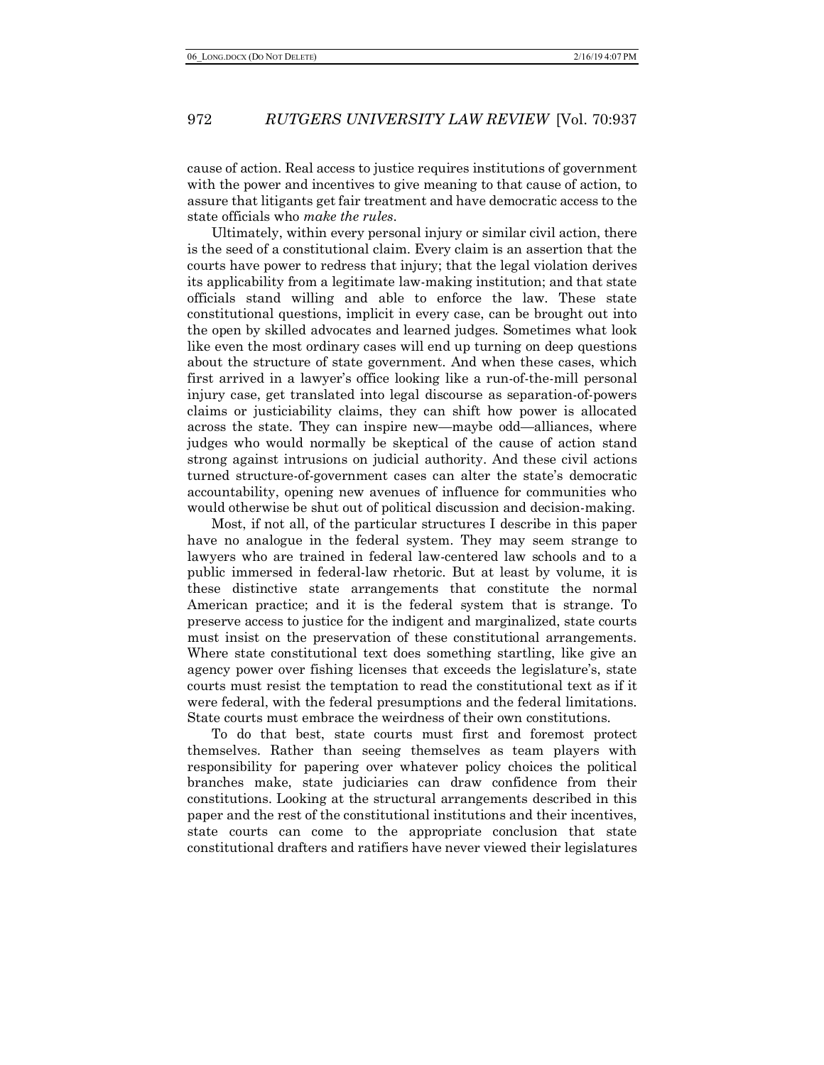cause of action. Real access to justice requires institutions of government with the power and incentives to give meaning to that cause of action, to assure that litigants get fair treatment and have democratic access to the state officials who *make the rules*.

Ultimately, within every personal injury or similar civil action, there is the seed of a constitutional claim. Every claim is an assertion that the courts have power to redress that injury; that the legal violation derives its applicability from a legitimate law-making institution; and that state officials stand willing and able to enforce the law. These state constitutional questions, implicit in every case, can be brought out into the open by skilled advocates and learned judges. Sometimes what look like even the most ordinary cases will end up turning on deep questions about the structure of state government. And when these cases, which first arrived in a lawyer's office looking like a run-of-the-mill personal injury case, get translated into legal discourse as separation-of-powers claims or justiciability claims, they can shift how power is allocated across the state. They can inspire new—maybe odd—alliances, where judges who would normally be skeptical of the cause of action stand strong against intrusions on judicial authority. And these civil actions turned structure-of-government cases can alter the state's democratic accountability, opening new avenues of influence for communities who would otherwise be shut out of political discussion and decision-making.

Most, if not all, of the particular structures I describe in this paper have no analogue in the federal system. They may seem strange to lawyers who are trained in federal law-centered law schools and to a public immersed in federal-law rhetoric. But at least by volume, it is these distinctive state arrangements that constitute the normal American practice; and it is the federal system that is strange. To preserve access to justice for the indigent and marginalized, state courts must insist on the preservation of these constitutional arrangements. Where state constitutional text does something startling, like give an agency power over fishing licenses that exceeds the legislature's, state courts must resist the temptation to read the constitutional text as if it were federal, with the federal presumptions and the federal limitations. State courts must embrace the weirdness of their own constitutions.

To do that best, state courts must first and foremost protect themselves. Rather than seeing themselves as team players with responsibility for papering over whatever policy choices the political branches make, state judiciaries can draw confidence from their constitutions. Looking at the structural arrangements described in this paper and the rest of the constitutional institutions and their incentives, state courts can come to the appropriate conclusion that state constitutional drafters and ratifiers have never viewed their legislatures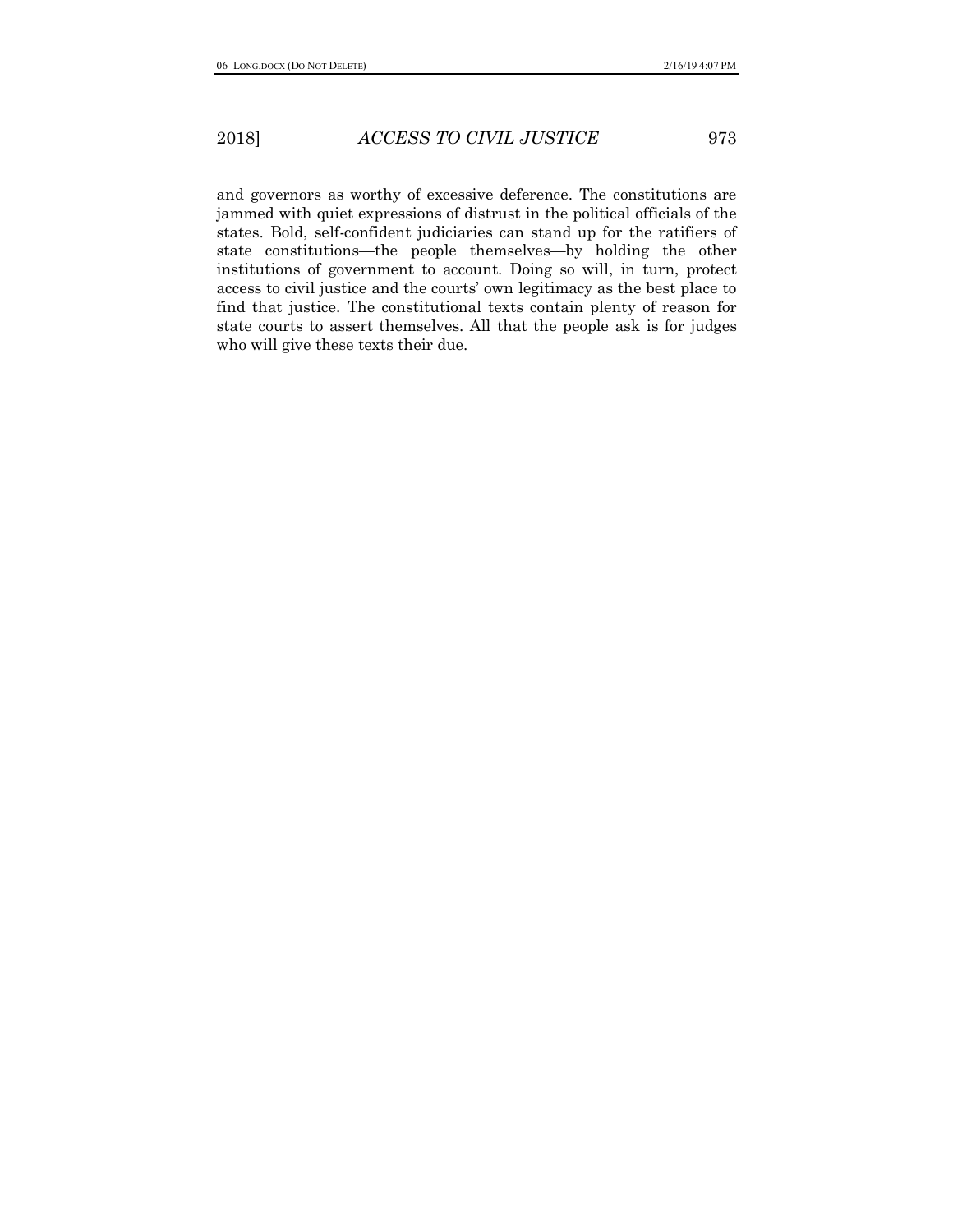and governors as worthy of excessive deference. The constitutions are jammed with quiet expressions of distrust in the political officials of the states. Bold, self-confident judiciaries can stand up for the ratifiers of state constitutions—the people themselves—by holding the other institutions of government to account. Doing so will, in turn, protect access to civil justice and the courts' own legitimacy as the best place to find that justice. The constitutional texts contain plenty of reason for state courts to assert themselves. All that the people ask is for judges who will give these texts their due.